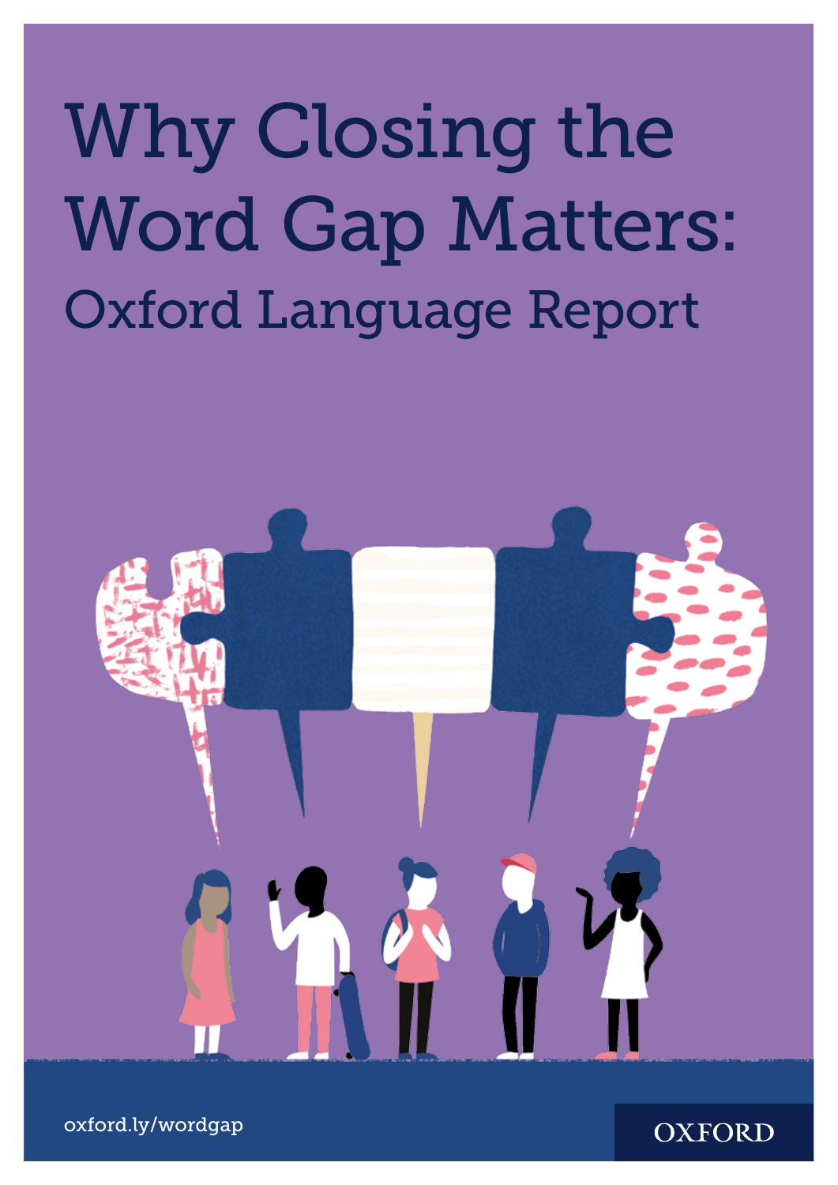# Why Closing the Word Gap Matters:

## Oxford Language Report

oxford.ly/wordgap

OXFORD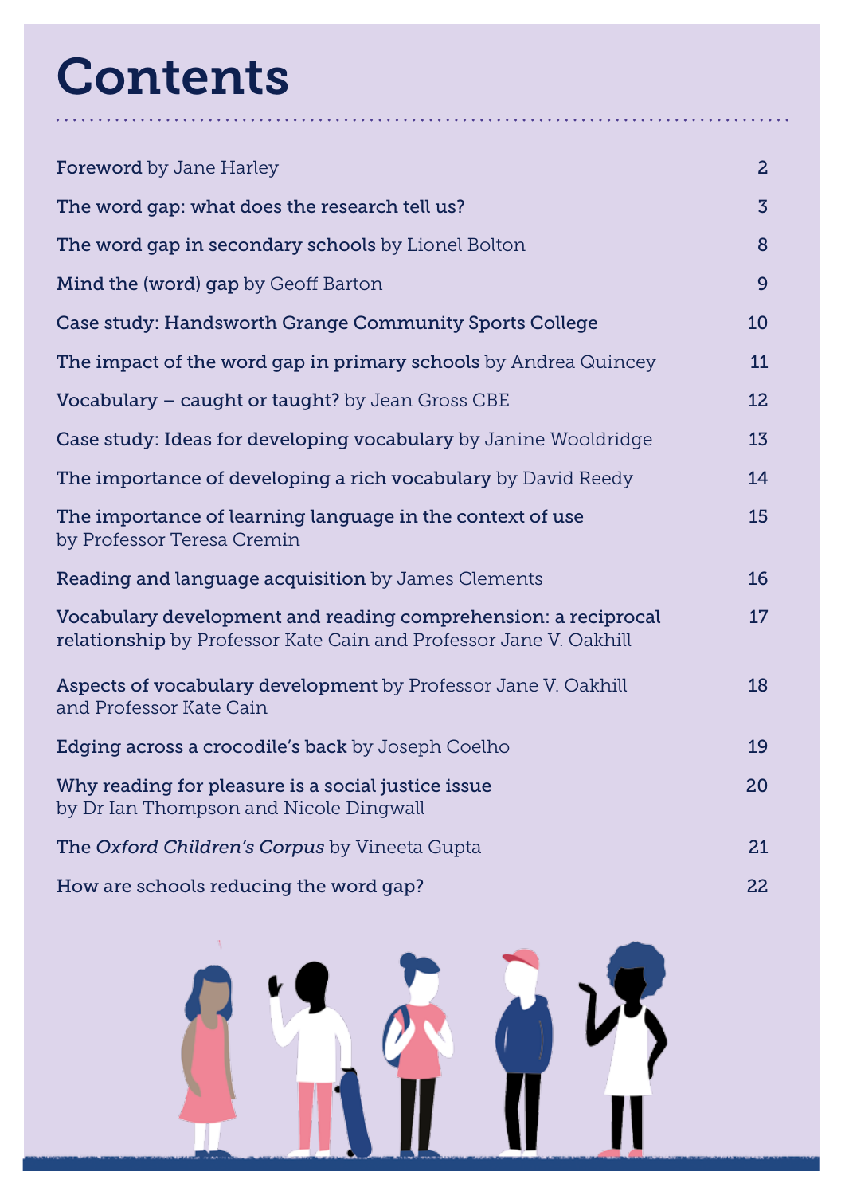# Contents

| | |
|---|---|
| **Foreword** by Jane Harley | 2 |
| **The word gap: what does the research tell us?** | 3 |
| **The word gap in secondary schools** by Lionel Bolton | 8 |
| **Mind the (word) gap** by Geoff Barton | 9 |
| **Case study: Handsworth Grange Community Sports College** | 10 |
| **The impact of the word gap in primary schools** by Andrea Quincey | 11 |
| **Vocabulary – caught or taught?** by Jean Gross CBE | 12 |
| **Case study: Ideas for developing vocabulary** by Janine Wooldridge | 13 |
| **The importance of developing a rich vocabulary** by David Reedy | 14 |
| **The importance of learning language in the context of use** by Professor Teresa Cremin | 15 |
| **Reading and language acquisition** by James Clements | 16 |
| **Vocabulary development and reading comprehension: a reciprocal relationship** by Professor Kate Cain and Professor Jane V. Oakhill | 17 |
| **Aspects of vocabulary development** by Professor Jane V. Oakhill and Professor Kate Cain | 18 |
| **Edging across a crocodile's back** by Joseph Coelho | 19 |
| **Why reading for pleasure is a social justice issue** by Dr Ian Thompson and Nicole Dingwall | 20 |
| **The *Oxford Children's Corpus*** by Vineeta Gupta | 21 |
| **How are schools reducing the word gap?** | 22 |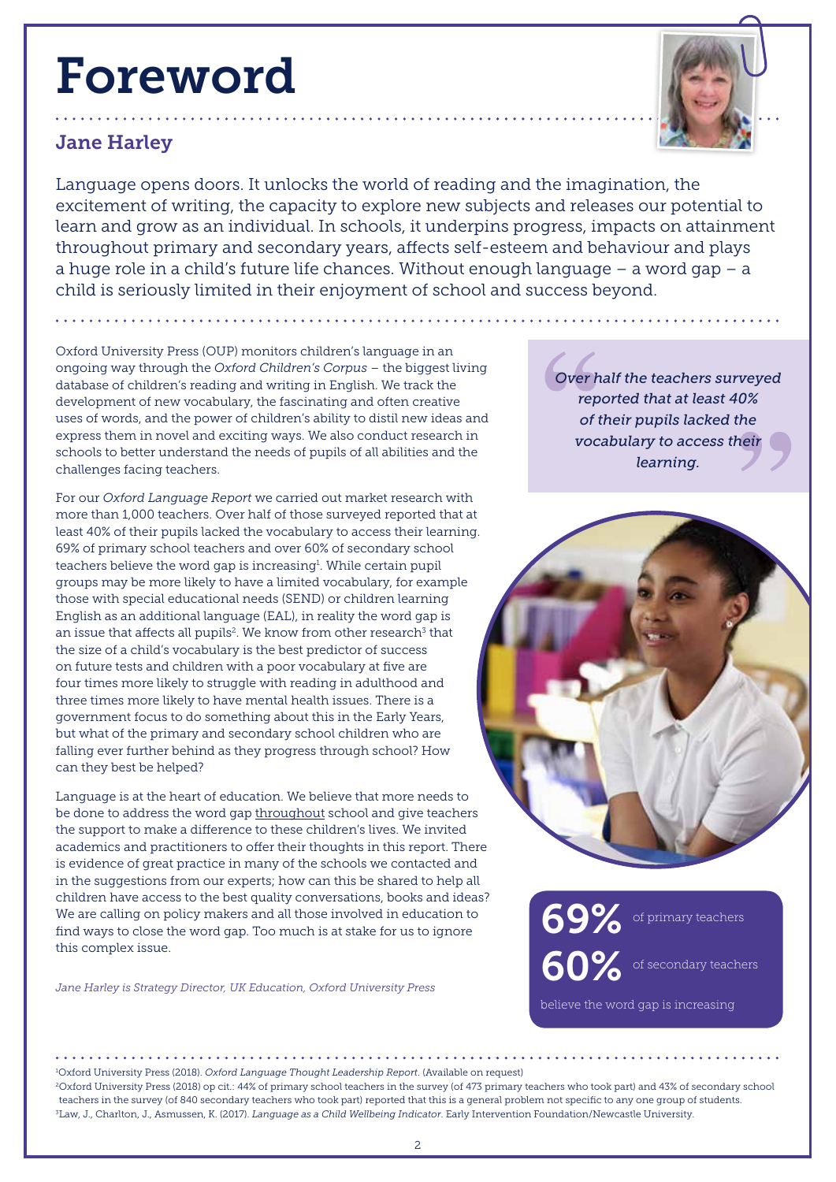# Foreword

## Jane Harley

Language opens doors. It unlocks the world of reading and the imagination, the excitement of writing, the capacity to explore new subjects and releases our potential to learn and grow as an individual. In schools, it underpins progress, impacts on attainment throughout primary and secondary years, affects self-esteem and behaviour and plays a huge role in a child's future life chances. Without enough language – a word gap – a child is seriously limited in their enjoyment of school and success beyond.

Oxford University Press (OUP) monitors children's language in an ongoing way through the *Oxford Children's Corpus* – the biggest living database of children's reading and writing in English. We track the development of new vocabulary, the fascinating and often creative uses of words, and the power of children's ability to distil new ideas and express them in novel and exciting ways. We also conduct research in schools to better understand the needs of pupils of all abilities and the challenges facing teachers.

For our *Oxford Language Report* we carried out market research with more than 1,000 teachers. Over half of those surveyed reported that at least 40% of their pupils lacked the vocabulary to access their learning. 69% of primary school teachers and over 60% of secondary school teachers believe the word gap is increasing[1]. While certain pupil groups may be more likely to have a limited vocabulary, for example those with special educational needs (SEND) or children learning English as an additional language (EAL), in reality the word gap is an issue that affects all pupils[2]. We know from other research[3] that the size of a child's vocabulary is the best predictor of success on future tests and children with a poor vocabulary at five are four times more likely to struggle with reading in adulthood and three times more likely to have mental health issues. There is a government focus to do something about this in the Early Years, but what of the primary and secondary school children who are falling ever further behind as they progress through school? How can they best be helped?

Language is at the heart of education. We believe that more needs to be done to address the word gap throughout school and give teachers the support to make a difference to these children's lives. We invited academics and practitioners to offer their thoughts in this report. There is evidence of great practice in many of the schools we contacted and in the suggestions from our experts; how can this be shared to help all children have access to the best quality conversations, books and ideas? We are calling on policy makers and all those involved in education to find ways to close the word gap. Too much is at stake for us to ignore this complex issue.

*Jane Harley is Strategy Director, UK Education, Oxford University Press*

> *Over half the teachers surveyed reported that at least 40% of their pupils lacked the vocabulary to access their learning.*

**69%** of primary teachers
**60%** of secondary teachers
believe the word gap is increasing

---

[1] Oxford University Press (2018). *Oxford Language Thought Leadership Report*. (Available on request)

[2] Oxford University Press (2018) op cit.: 44% of primary school teachers in the survey (of 473 primary teachers who took part) and 43% of secondary school teachers in the survey (of 840 secondary teachers who took part) reported that this is a general problem not specific to any one group of students.

[3] Law, J., Charlton, J., Asmussen, K. (2017). *Language as a Child Wellbeing Indicator*. Early Intervention Foundation/Newcastle University.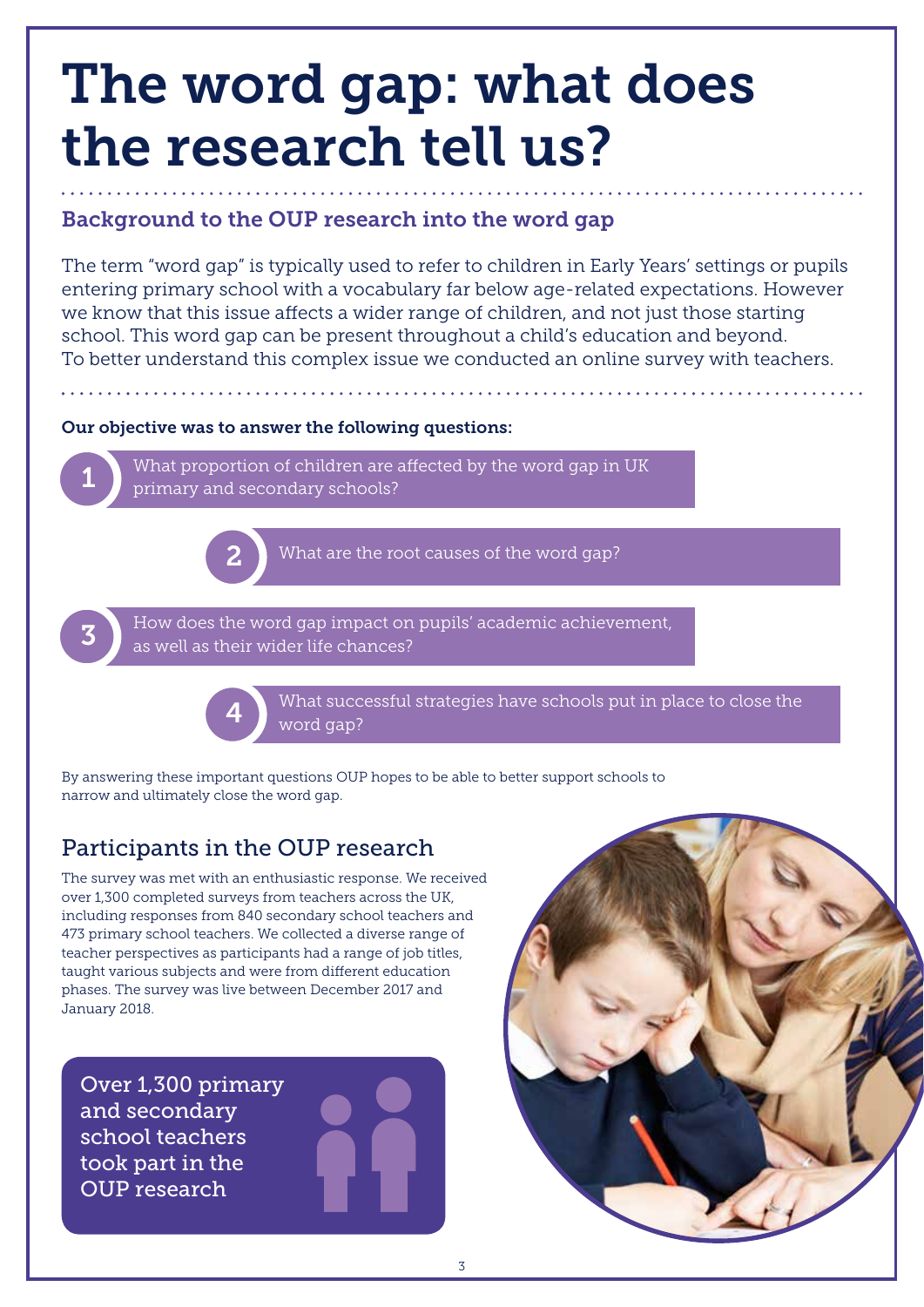# The word gap: what does the research tell us?

## Background to the OUP research into the word gap

The term "word gap" is typically used to refer to children in Early Years' settings or pupils entering primary school with a vocabulary far below age-related expectations. However we know that this issue affects a wider range of children, and not just those starting school. This word gap can be present throughout a child's education and beyond. To better understand this complex issue we conducted an online survey with teachers.

**Our objective was to answer the following questions:**

1. What proportion of children are affected by the word gap in UK primary and secondary schools?
2. What are the root causes of the word gap?
3. How does the word gap impact on pupils' academic achievement, as well as their wider life chances?
4. What successful strategies have schools put in place to close the word gap?

By answering these important questions OUP hopes to be able to better support schools to narrow and ultimately close the word gap.

## Participants in the OUP research

The survey was met with an enthusiastic response. We received over 1,300 completed surveys from teachers across the UK, including responses from 840 secondary school teachers and 473 primary school teachers. We collected a diverse range of teacher perspectives as participants had a range of job titles, taught various subjects and were from different education phases. The survey was live between December 2017 and January 2018.

Over 1,300 primary and secondary school teachers took part in the OUP research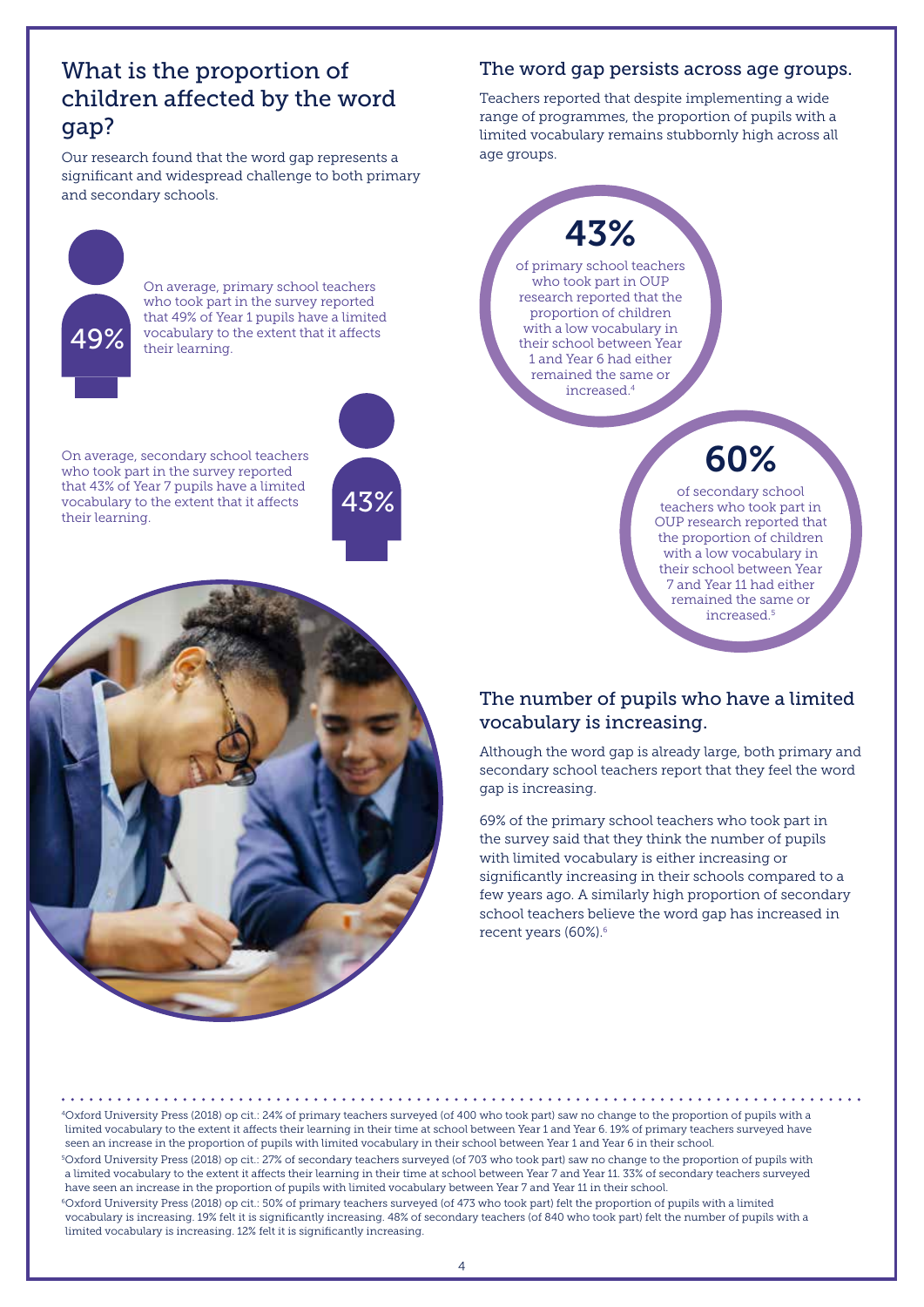## What is the proportion of children affected by the word gap?

Our research found that the word gap represents a significant and widespread challenge to both primary and secondary schools.

49%

On average, primary school teachers who took part in the survey reported that 49% of Year 1 pupils have a limited vocabulary to the extent that it affects their learning.

43%

On average, secondary school teachers who took part in the survey reported that 43% of Year 7 pupils have a limited vocabulary to the extent that it affects their learning.

## The word gap persists across age groups.

Teachers reported that despite implementing a wide range of programmes, the proportion of pupils with a limited vocabulary remains stubbornly high across all age groups.

**43%**

of primary school teachers who took part in OUP research reported that the proportion of children with a low vocabulary in their school between Year 1 and Year 6 had either remained the same or increased.[4]

**60%**

of secondary school teachers who took part in OUP research reported that the proportion of children with a low vocabulary in their school between Year 7 and Year 11 had either remained the same or increased.[5]

## The number of pupils who have a limited vocabulary is increasing.

Although the word gap is already large, both primary and secondary school teachers report that they feel the word gap is increasing.

69% of the primary school teachers who took part in the survey said that they think the number of pupils with limited vocabulary is either increasing or significantly increasing in their schools compared to a few years ago. A similarly high proportion of secondary school teachers believe the word gap has increased in recent years (60%).[6]

---

[4] Oxford University Press (2018) op cit.: 24% of primary teachers surveyed (of 400 who took part) saw no change to the proportion of pupils with a limited vocabulary to the extent it affects their learning in their time at school between Year 1 and Year 6. 19% of primary teachers surveyed have seen an increase in the proportion of pupils with limited vocabulary in their school between Year 1 and Year 6 in their school.

[5] Oxford University Press (2018) op cit.: 27% of secondary teachers surveyed (of 703 who took part) saw no change to the proportion of pupils with a limited vocabulary to the extent it affects their learning in their time at school between Year 7 and Year 11. 33% of secondary teachers surveyed have seen an increase in the proportion of pupils with limited vocabulary between Year 7 and Year 11 in their school.

[6] Oxford University Press (2018) op cit.: 50% of primary teachers surveyed (of 473 who took part) felt the proportion of pupils with a limited vocabulary is increasing. 19% felt it is significantly increasing. 48% of secondary teachers (of 840 who took part) felt the number of pupils with a limited vocabulary is increasing. 12% felt it is significantly increasing.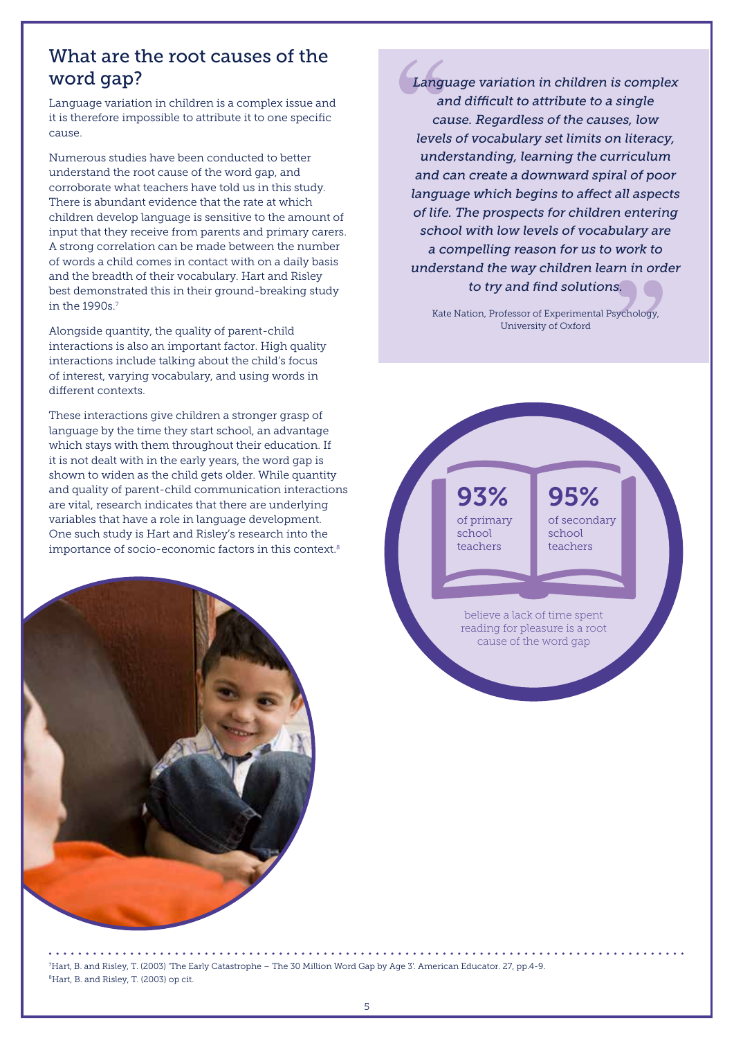## What are the root causes of the word gap?

Language variation in children is a complex issue and it is therefore impossible to attribute it to one specific cause.

Numerous studies have been conducted to better understand the root cause of the word gap, and corroborate what teachers have told us in this study. There is abundant evidence that the rate at which children develop language is sensitive to the amount of input that they receive from parents and primary carers. A strong correlation can be made between the number of words a child comes in contact with on a daily basis and the breadth of their vocabulary. Hart and Risley best demonstrated this in their ground-breaking study in the 1990s.[7]

Alongside quantity, the quality of parent-child interactions is also an important factor. High quality interactions include talking about the child's focus of interest, varying vocabulary, and using words in different contexts.

These interactions give children a stronger grasp of language by the time they start school, an advantage which stays with them throughout their education. If it is not dealt with in the early years, the word gap is shown to widen as the child gets older. While quantity and quality of parent-child communication interactions are vital, research indicates that there are underlying variables that have a role in language development. One such study is Hart and Risley's research into the importance of socio-economic factors in this context.[8]

> *"Language variation in children is complex and difficult to attribute to a single cause. Regardless of the causes, low levels of vocabulary set limits on literacy, understanding, learning the curriculum and can create a downward spiral of poor language which begins to affect all aspects of life. The prospects for children entering school with low levels of vocabulary are a compelling reason for us to work to understand the way children learn in order to try and find solutions."*
>
> Kate Nation, Professor of Experimental Psychology, University of Oxford

**93%** of primary school teachers

**95%** of secondary school teachers

believe a lack of time spent reading for pleasure is a root cause of the word gap

---

[7] Hart, B. and Risley, T. (2003) 'The Early Catastrophe – The 30 Million Word Gap by Age 3'. American Educator. 27, pp.4-9.

[8] Hart, B. and Risley, T. (2003) op cit.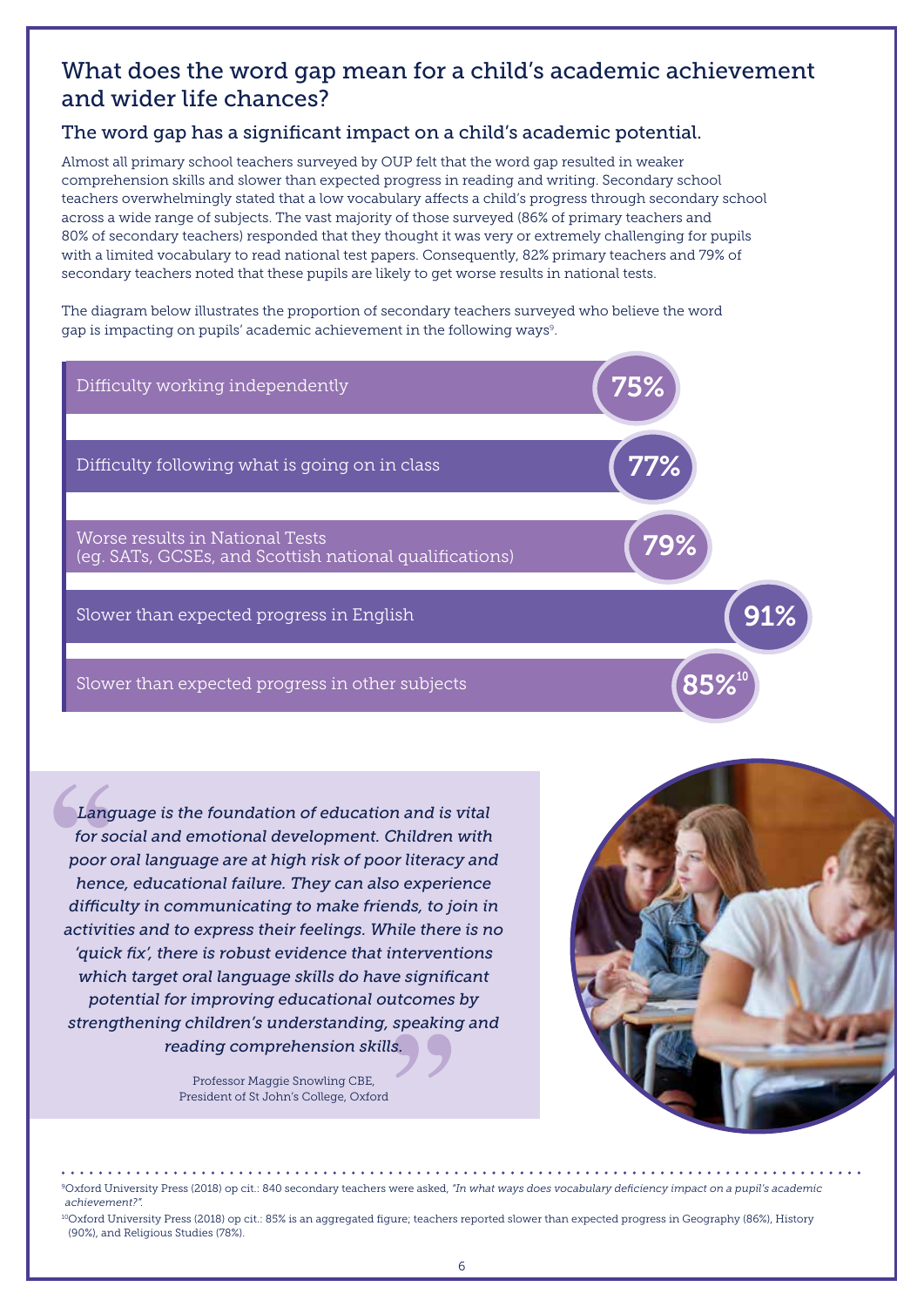## What does the word gap mean for a child's academic achievement and wider life chances?

### The word gap has a significant impact on a child's academic potential.

Almost all primary school teachers surveyed by OUP felt that the word gap resulted in weaker comprehension skills and slower than expected progress in reading and writing. Secondary school teachers overwhelmingly stated that a low vocabulary affects a child's progress through secondary school across a wide range of subjects. The vast majority of those surveyed (86% of primary teachers and 80% of secondary teachers) responded that they thought it was very or extremely challenging for pupils with a limited vocabulary to read national test papers. Consequently, 82% primary teachers and 79% of secondary teachers noted that these pupils are likely to get worse results in national tests.

The diagram below illustrates the proportion of secondary teachers surveyed who believe the word gap is impacting on pupils' academic achievement in the following ways[9].

| Impact | Percentage |
|---|---|
| Difficulty working independently | 75% |
| Difficulty following what is going on in class | 77% |
| Worse results in National Tests (eg. SATs, GCSEs, and Scottish national qualifications) | 79% |
| Slower than expected progress in English | 91% |
| Slower than expected progress in other subjects | 85%[10] |

> *Language is the foundation of education and is vital for social and emotional development. Children with poor oral language are at high risk of poor literacy and hence, educational failure. They can also experience difficulty in communicating to make friends, to join in activities and to express their feelings. While there is no 'quick fix', there is robust evidence that interventions which target oral language skills do have significant potential for improving educational outcomes by strengthening children's understanding, speaking and reading comprehension skills.*
>
> Professor Maggie Snowling CBE,
> President of St John's College, Oxford

[9] Oxford University Press (2018) op cit.: 840 secondary teachers were asked, *"In what ways does vocabulary deficiency impact on a pupil's academic achievement?"*.

[10] Oxford University Press (2018) op cit.: 85% is an aggregated figure; teachers reported slower than expected progress in Geography (86%), History (90%), and Religious Studies (78%).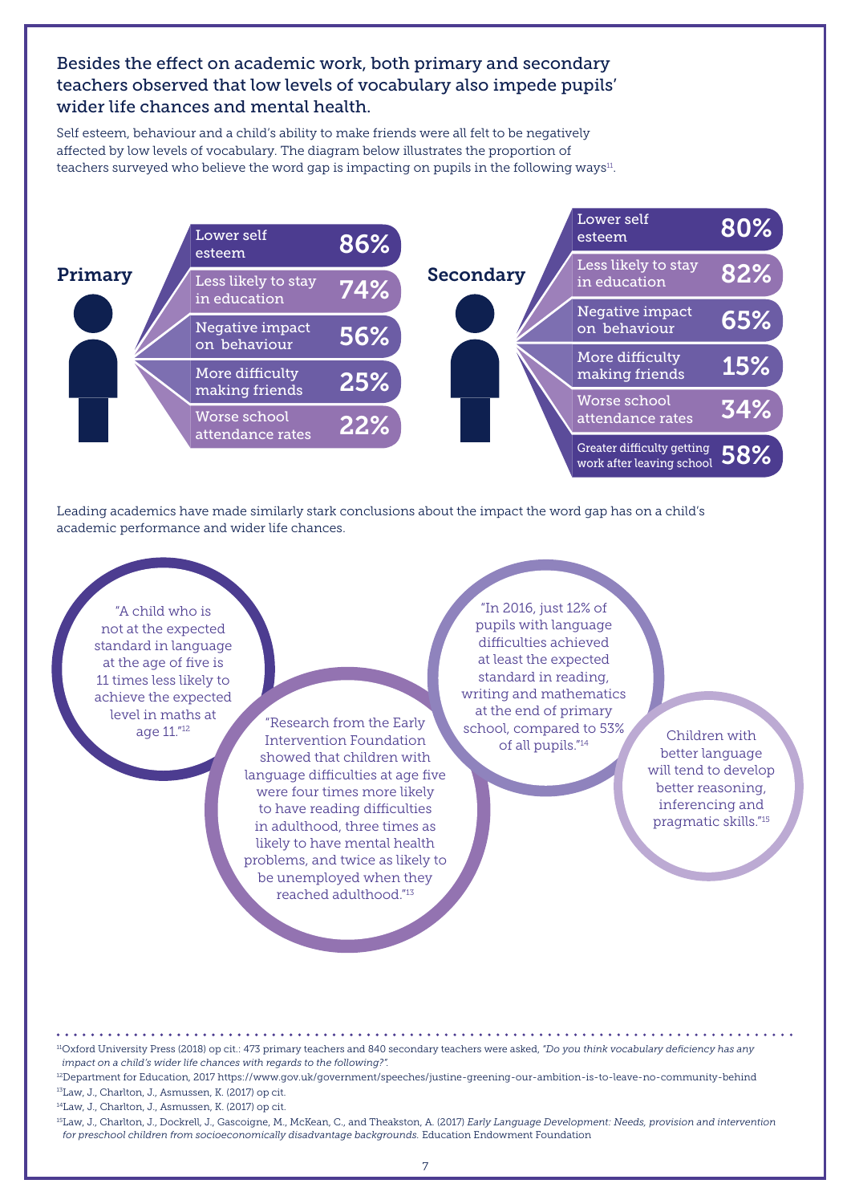## Besides the effect on academic work, both primary and secondary teachers observed that low levels of vocabulary also impede pupils' wider life chances and mental health.

Self esteem, behaviour and a child's ability to make friends were all felt to be negatively affected by low levels of vocabulary. The diagram below illustrates the proportion of teachers surveyed who believe the word gap is impacting on pupils in the following ways[11].

**Primary**

| Impact | % |
| --- | --- |
| Lower self esteem | 86% |
| Less likely to stay in education | 74% |
| Negative impact on behaviour | 56% |
| More difficulty making friends | 25% |
| Worse school attendance rates | 22% |

**Secondary**

| Impact | % |
| --- | --- |
| Lower self esteem | 80% |
| Less likely to stay in education | 82% |
| Negative impact on behaviour | 65% |
| More difficulty making friends | 15% |
| Worse school attendance rates | 34% |
| Greater difficulty getting work after leaving school | 58% |

Leading academics have made similarly stark conclusions about the impact the word gap has on a child's academic performance and wider life chances.

"A child who is not at the expected standard in language at the age of five is 11 times less likely to achieve the expected level in maths at age 11."[12]

"Research from the Early Intervention Foundation showed that children with language difficulties at age five were four times more likely to have reading difficulties in adulthood, three times as likely to have mental health problems, and twice as likely to be unemployed when they reached adulthood."[13]

"In 2016, just 12% of pupils with language difficulties achieved at least the expected standard in reading, writing and mathematics at the end of primary school, compared to 53% of all pupils."[14]

Children with better language will tend to develop better reasoning, inferencing and pragmatic skills."[15]

---

[11] Oxford University Press (2018) op cit.: 473 primary teachers and 840 secondary teachers were asked, *"Do you think vocabulary deficiency has any impact on a child's wider life chances with regards to the following?"*.

[12] Department for Education, 2017 https://www.gov.uk/government/speeches/justine-greening-our-ambition-is-to-leave-no-community-behind

[13] Law, J., Charlton, J., Asmussen, K. (2017) op cit.

[14] Law, J., Charlton, J., Asmussen, K. (2017) op cit.

[15] Law, J., Charlton, J., Dockrell, J., Gascoigne, M., McKean, C., and Theakston, A. (2017) *Early Language Development: Needs, provision and intervention for preschool children from socioeconomically disadvantage backgrounds.* Education Endowment Foundation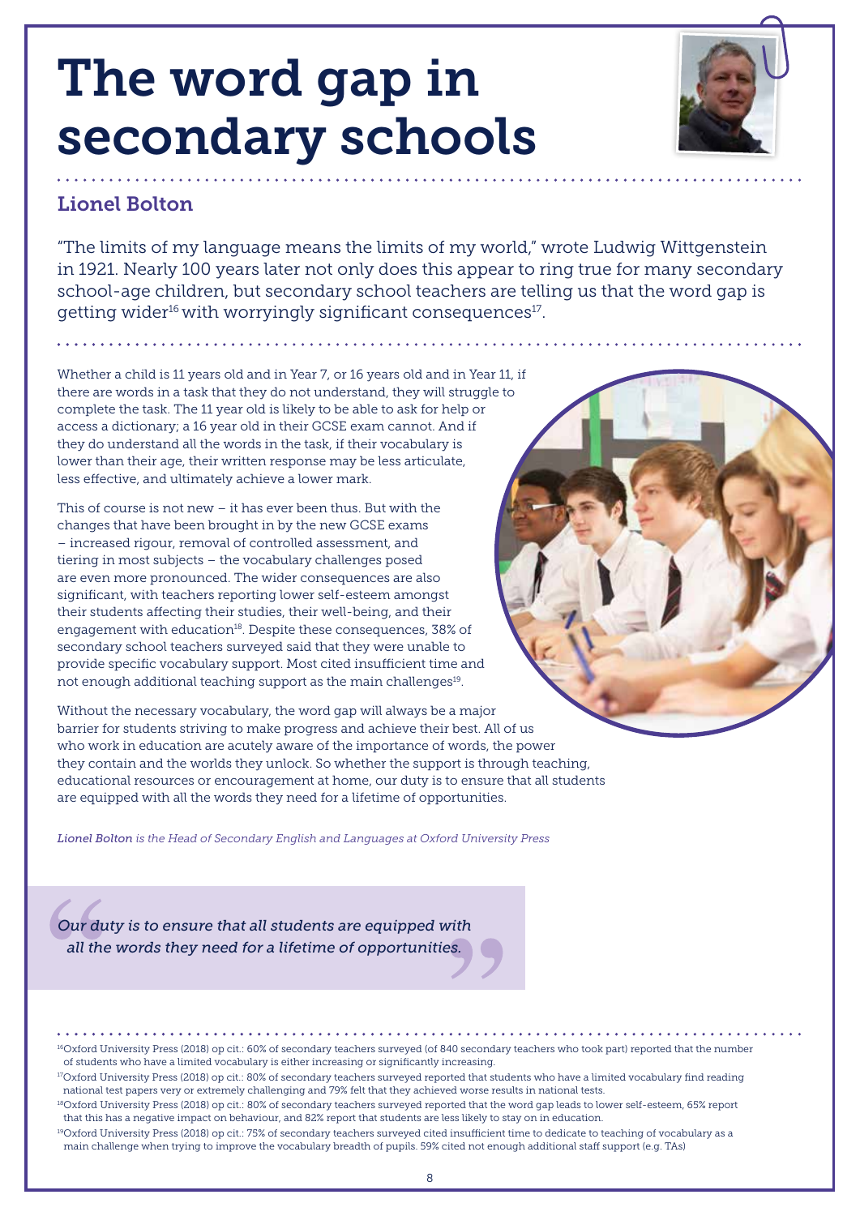# The word gap in secondary schools

## Lionel Bolton

"The limits of my language means the limits of my world," wrote Ludwig Wittgenstein in 1921. Nearly 100 years later not only does this appear to ring true for many secondary school-age children, but secondary school teachers are telling us that the word gap is getting wider[16] with worryingly significant consequences[17].

Whether a child is 11 years old and in Year 7, or 16 years old and in Year 11, if there are words in a task that they do not understand, they will struggle to complete the task. The 11 year old is likely to be able to ask for help or access a dictionary; a 16 year old in their GCSE exam cannot. And if they do understand all the words in the task, if their vocabulary is lower than their age, their written response may be less articulate, less effective, and ultimately achieve a lower mark.

This of course is not new – it has ever been thus. But with the changes that have been brought in by the new GCSE exams – increased rigour, removal of controlled assessment, and tiering in most subjects – the vocabulary challenges posed are even more pronounced. The wider consequences are also significant, with teachers reporting lower self-esteem amongst their students affecting their studies, their well-being, and their engagement with education[18]. Despite these consequences, 38% of secondary school teachers surveyed said that they were unable to provide specific vocabulary support. Most cited insufficient time and not enough additional teaching support as the main challenges[19].

Without the necessary vocabulary, the word gap will always be a major barrier for students striving to make progress and achieve their best. All of us who work in education are acutely aware of the importance of words, the power they contain and the worlds they unlock. So whether the support is through teaching, educational resources or encouragement at home, our duty is to ensure that all students are equipped with all the words they need for a lifetime of opportunities.

*Lionel Bolton is the Head of Secondary English and Languages at Oxford University Press*

> *Our duty is to ensure that all students are equipped with all the words they need for a lifetime of opportunities.*

---

[16] Oxford University Press (2018) op cit.: 60% of secondary teachers surveyed (of 840 secondary teachers who took part) reported that the number of students who have a limited vocabulary is either increasing or significantly increasing.

[17] Oxford University Press (2018) op cit.: 80% of secondary teachers surveyed reported that students who have a limited vocabulary find reading national test papers very or extremely challenging and 79% felt that they achieved worse results in national tests.

[18] Oxford University Press (2018) op cit.: 80% of secondary teachers surveyed reported that the word gap leads to lower self-esteem, 65% report that this has a negative impact on behaviour, and 82% report that students are less likely to stay on in education.

[19] Oxford University Press (2018) op cit.: 75% of secondary teachers surveyed cited insufficient time to dedicate to teaching of vocabulary as a main challenge when trying to improve the vocabulary breadth of pupils. 59% cited not enough additional staff support (e.g. TAs)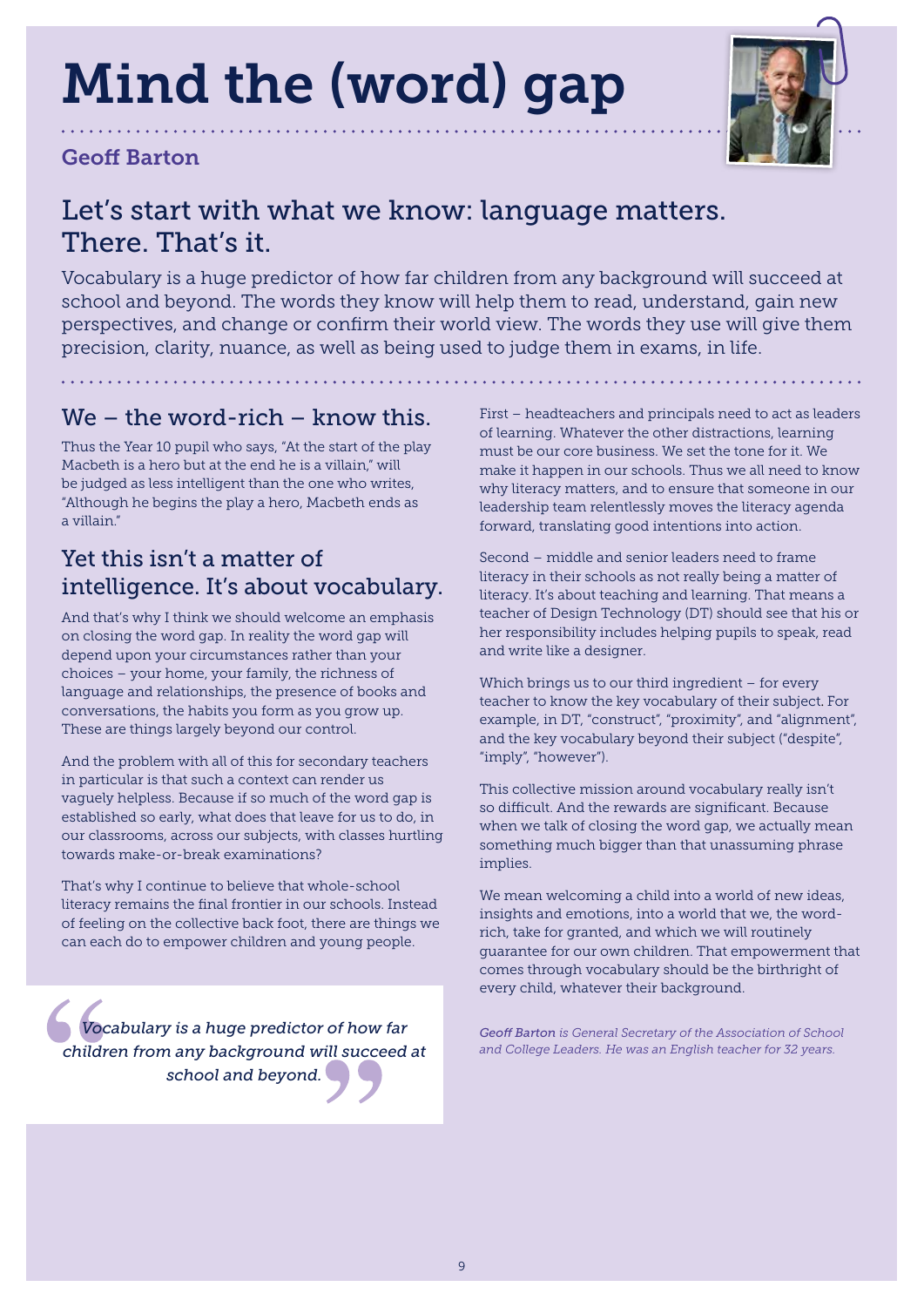# Mind the (word) gap

**Geoff Barton**

## Let's start with what we know: language matters. There. That's it.

Vocabulary is a huge predictor of how far children from any background will succeed at school and beyond. The words they know will help them to read, understand, gain new perspectives, and change or confirm their world view. The words they use will give them precision, clarity, nuance, as well as being used to judge them in exams, in life.

## We – the word-rich – know this.

Thus the Year 10 pupil who says, "At the start of the play Macbeth is a hero but at the end he is a villain," will be judged as less intelligent than the one who writes, "Although he begins the play a hero, Macbeth ends as a villain."

## Yet this isn't a matter of intelligence. It's about vocabulary.

And that's why I think we should welcome an emphasis on closing the word gap. In reality the word gap will depend upon your circumstances rather than your choices – your home, your family, the richness of language and relationships, the presence of books and conversations, the habits you form as you grow up. These are things largely beyond our control.

And the problem with all of this for secondary teachers in particular is that such a context can render us vaguely helpless. Because if so much of the word gap is established so early, what does that leave for us to do, in our classrooms, across our subjects, with classes hurtling towards make-or-break examinations?

That's why I continue to believe that whole-school literacy remains the final frontier in our schools. Instead of feeling on the collective back foot, there are things we can each do to empower children and young people.

> *Vocabulary is a huge predictor of how far children from any background will succeed at school and beyond.*

First – headteachers and principals need to act as leaders of learning. Whatever the other distractions, learning must be our core business. We set the tone for it. We make it happen in our schools. Thus we all need to know why literacy matters, and to ensure that someone in our leadership team relentlessly moves the literacy agenda forward, translating good intentions into action.

Second – middle and senior leaders need to frame literacy in their schools as not really being a matter of literacy. It's about teaching and learning. That means a teacher of Design Technology (DT) should see that his or her responsibility includes helping pupils to speak, read and write like a designer.

Which brings us to our third ingredient – for every teacher to know the key vocabulary of their subject. For example, in DT, "construct", "proximity", and "alignment", and the key vocabulary beyond their subject ("despite", "imply", "however").

This collective mission around vocabulary really isn't so difficult. And the rewards are significant. Because when we talk of closing the word gap, we actually mean something much bigger than that unassuming phrase implies.

We mean welcoming a child into a world of new ideas, insights and emotions, into a world that we, the word-rich, take for granted, and which we will routinely guarantee for our own children. That empowerment that comes through vocabulary should be the birthright of every child, whatever their background.

*Geoff Barton is General Secretary of the Association of School and College Leaders. He was an English teacher for 32 years.*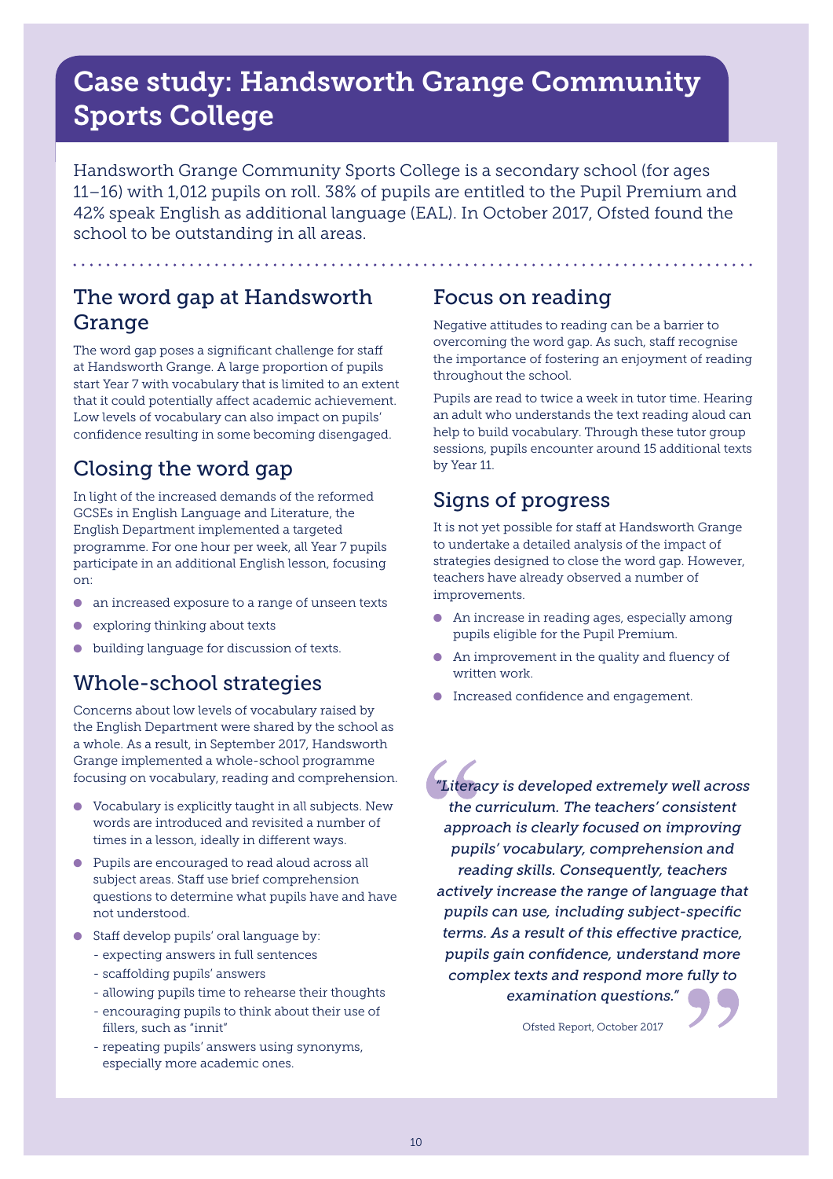# Case study: Handsworth Grange Community Sports College

Handsworth Grange Community Sports College is a secondary school (for ages 11–16) with 1,012 pupils on roll. 38% of pupils are entitled to the Pupil Premium and 42% speak English as additional language (EAL). In October 2017, Ofsted found the school to be outstanding in all areas.

## The word gap at Handsworth Grange

The word gap poses a significant challenge for staff at Handsworth Grange. A large proportion of pupils start Year 7 with vocabulary that is limited to an extent that it could potentially affect academic achievement. Low levels of vocabulary can also impact on pupils' confidence resulting in some becoming disengaged.

## Closing the word gap

In light of the increased demands of the reformed GCSEs in English Language and Literature, the English Department implemented a targeted programme. For one hour per week, all Year 7 pupils participate in an additional English lesson, focusing on:

- an increased exposure to a range of unseen texts
- exploring thinking about texts
- building language for discussion of texts.

## Whole-school strategies

Concerns about low levels of vocabulary raised by the English Department were shared by the school as a whole. As a result, in September 2017, Handsworth Grange implemented a whole-school programme focusing on vocabulary, reading and comprehension.

- Vocabulary is explicitly taught in all subjects. New words are introduced and revisited a number of times in a lesson, ideally in different ways.
- Pupils are encouraged to read aloud across all subject areas. Staff use brief comprehension questions to determine what pupils have and have not understood.
- Staff develop pupils' oral language by:
  - expecting answers in full sentences
  - scaffolding pupils' answers
  - allowing pupils time to rehearse their thoughts
  - encouraging pupils to think about their use of fillers, such as "innit"
  - repeating pupils' answers using synonyms, especially more academic ones.

## Focus on reading

Negative attitudes to reading can be a barrier to overcoming the word gap. As such, staff recognise the importance of fostering an enjoyment of reading throughout the school.

Pupils are read to twice a week in tutor time. Hearing an adult who understands the text reading aloud can help to build vocabulary. Through these tutor group sessions, pupils encounter around 15 additional texts by Year 11.

## Signs of progress

It is not yet possible for staff at Handsworth Grange to undertake a detailed analysis of the impact of strategies designed to close the word gap. However, teachers have already observed a number of improvements.

- An increase in reading ages, especially among pupils eligible for the Pupil Premium.
- An improvement in the quality and fluency of written work.
- Increased confidence and engagement.

> *"Literacy is developed extremely well across the curriculum. The teachers' consistent approach is clearly focused on improving pupils' vocabulary, comprehension and reading skills. Consequently, teachers actively increase the range of language that pupils can use, including subject-specific terms. As a result of this effective practice, pupils gain confidence, understand more complex texts and respond more fully to examination questions."*
>
> Ofsted Report, October 2017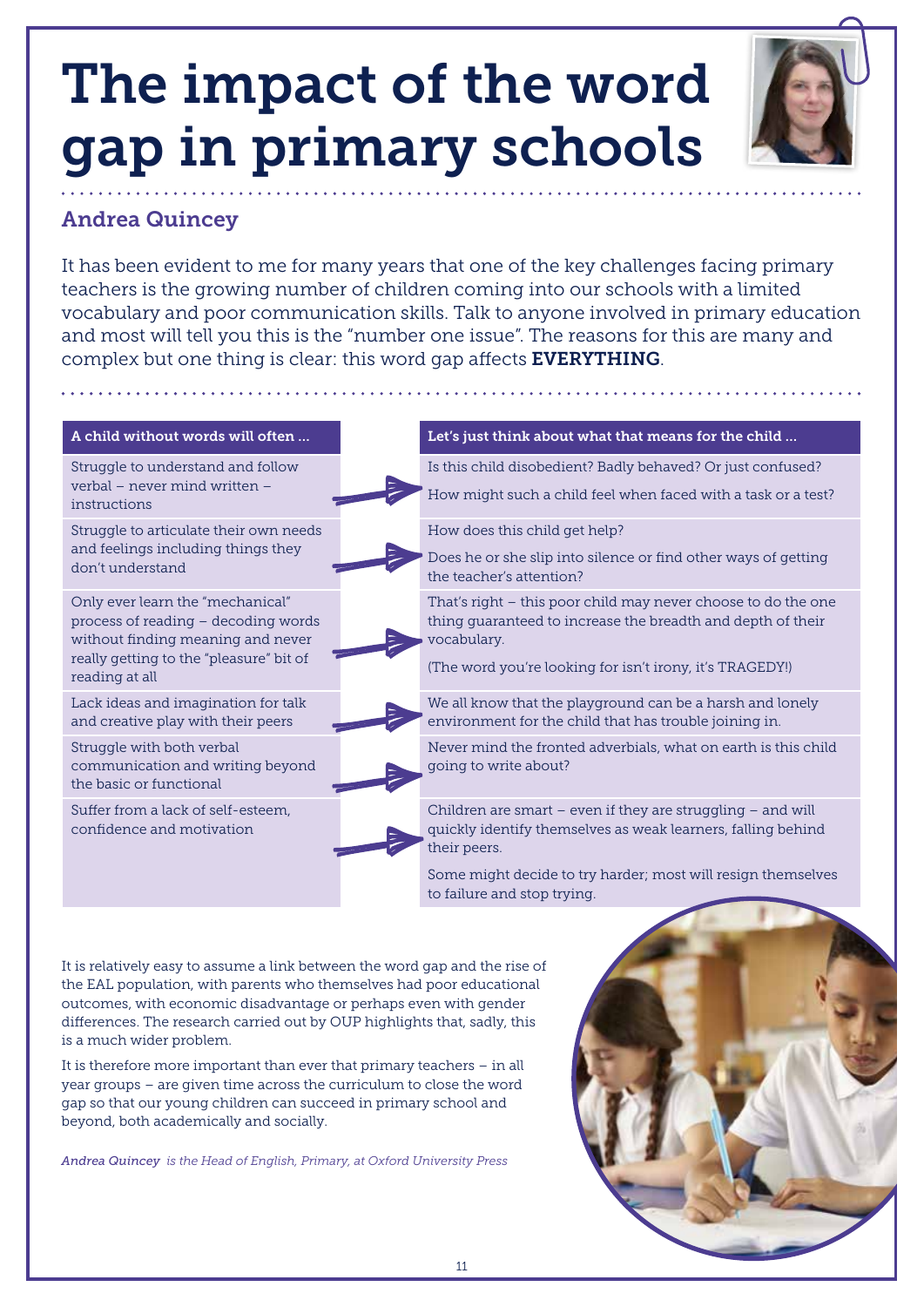# The impact of the word gap in primary schools

## Andrea Quincey

It has been evident to me for many years that one of the key challenges facing primary teachers is the growing number of children coming into our schools with a limited vocabulary and poor communication skills. Talk to anyone involved in primary education and most will tell you this is the "number one issue". The reasons for this are many and complex but one thing is clear: this word gap affects **EVERYTHING**.

| A child without words will often ... | Let's just think about what that means for the child ... |
| --- | --- |
| Struggle to understand and follow verbal – never mind written – instructions | Is this child disobedient? Badly behaved? Or just confused?<br><br>How might such a child feel when faced with a task or a test? |
| Struggle to articulate their own needs and feelings including things they don't understand | How does this child get help?<br><br>Does he or she slip into silence or find other ways of getting the teacher's attention? |
| Only ever learn the "mechanical" process of reading – decoding words without finding meaning and never really getting to the "pleasure" bit of reading at all | That's right – this poor child may never choose to do the one thing guaranteed to increase the breadth and depth of their vocabulary.<br><br>(The word you're looking for isn't irony, it's TRAGEDY!) |
| Lack ideas and imagination for talk and creative play with their peers | We all know that the playground can be a harsh and lonely environment for the child that has trouble joining in. |
| Struggle with both verbal communication and writing beyond the basic or functional | Never mind the fronted adverbials, what on earth is this child going to write about? |
| Suffer from a lack of self-esteem, confidence and motivation | Children are smart – even if they are struggling – and will quickly identify themselves as weak learners, falling behind their peers.<br><br>Some might decide to try harder; most will resign themselves to failure and stop trying. |

It is relatively easy to assume a link between the word gap and the rise of the EAL population, with parents who themselves had poor educational outcomes, with economic disadvantage or perhaps even with gender differences. The research carried out by OUP highlights that, sadly, this is a much wider problem.

It is therefore more important than ever that primary teachers – in all year groups – are given time across the curriculum to close the word gap so that our young children can succeed in primary school and beyond, both academically and socially.

*Andrea Quincey is the Head of English, Primary, at Oxford University Press*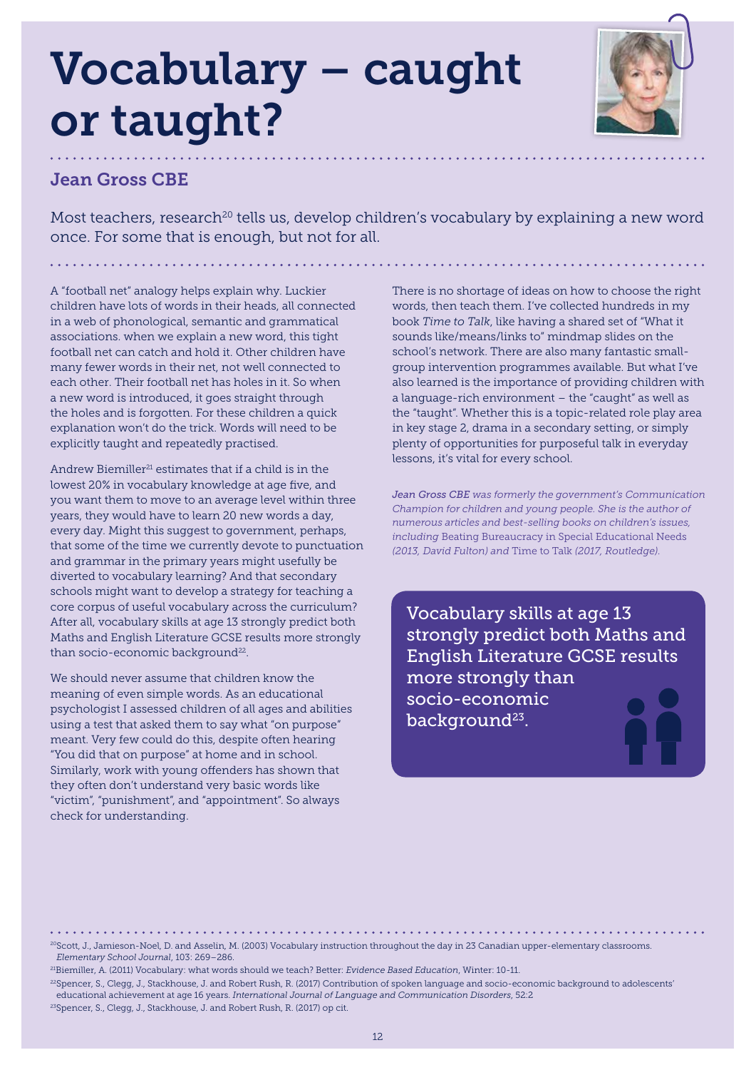# Vocabulary – caught or taught?

## Jean Gross CBE

Most teachers, research[20] tells us, develop children's vocabulary by explaining a new word once. For some that is enough, but not for all.

A "football net" analogy helps explain why. Luckier children have lots of words in their heads, all connected in a web of phonological, semantic and grammatical associations. when we explain a new word, this tight football net can catch and hold it. Other children have many fewer words in their net, not well connected to each other. Their football net has holes in it. So when a new word is introduced, it goes straight through the holes and is forgotten. For these children a quick explanation won't do the trick. Words will need to be explicitly taught and repeatedly practised.

Andrew Biemiller[21] estimates that if a child is in the lowest 20% in vocabulary knowledge at age five, and you want them to move to an average level within three years, they would have to learn 20 new words a day, every day. Might this suggest to government, perhaps, that some of the time we currently devote to punctuation and grammar in the primary years might usefully be diverted to vocabulary learning? And that secondary schools might want to develop a strategy for teaching a core corpus of useful vocabulary across the curriculum? After all, vocabulary skills at age 13 strongly predict both Maths and English Literature GCSE results more strongly than socio-economic background[22].

We should never assume that children know the meaning of even simple words. As an educational psychologist I assessed children of all ages and abilities using a test that asked them to say what "on purpose" meant. Very few could do this, despite often hearing "You did that on purpose" at home and in school. Similarly, work with young offenders has shown that they often don't understand very basic words like "victim", "punishment", and "appointment". So always check for understanding.

There is no shortage of ideas on how to choose the right words, then teach them. I've collected hundreds in my book *Time to Talk*, like having a shared set of "What it sounds like/means/links to" mindmap slides on the school's network. There are also many fantastic small-group intervention programmes available. But what I've also learned is the importance of providing children with a language-rich environment – the "caught" as well as the "taught". Whether this is a topic-related role play area in key stage 2, drama in a secondary setting, or simply plenty of opportunities for purposeful talk in everyday lessons, it's vital for every school.

*Jean Gross CBE was formerly the government's Communication Champion for children and young people. She is the author of numerous articles and best-selling books on children's issues, including* Beating Bureaucracy in Special Educational Needs *(2013, David Fulton) and* Time to Talk *(2017, Routledge).*

> Vocabulary skills at age 13 strongly predict both Maths and English Literature GCSE results more strongly than socio-economic background[23].

---

[20] Scott, J., Jamieson-Noel, D. and Asselin, M. (2003) Vocabulary instruction throughout the day in 23 Canadian upper-elementary classrooms. *Elementary School Journal*, 103: 269–286.

[21] Biemiller, A. (2011) Vocabulary: what words should we teach? Better: *Evidence Based Education*, Winter: 10-11.

[22] Spencer, S., Clegg, J., Stackhouse, J. and Robert Rush, R. (2017) Contribution of spoken language and socio-economic background to adolescents' educational achievement at age 16 years. *International Journal of Language and Communication Disorders*, 52:2

[23] Spencer, S., Clegg, J., Stackhouse, J. and Robert Rush, R. (2017) op cit.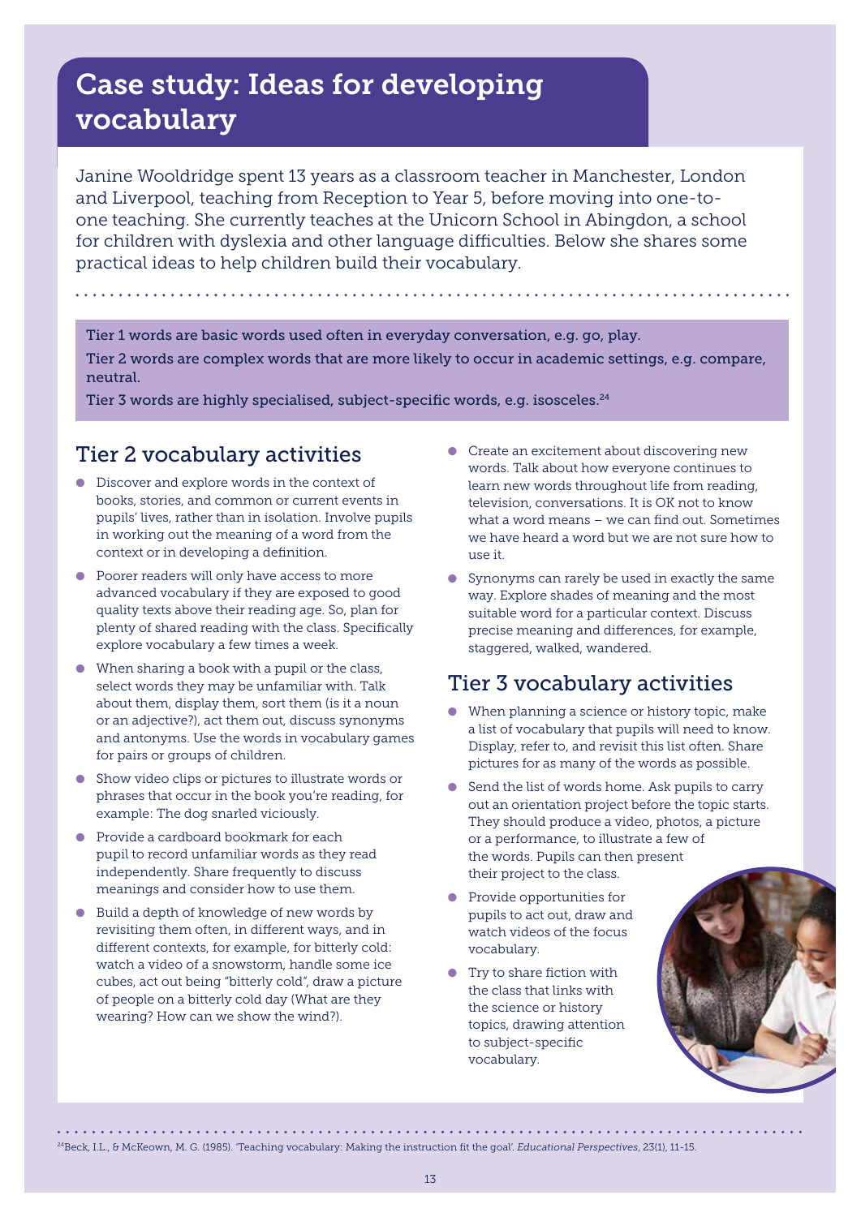# Case study: Ideas for developing vocabulary

Janine Wooldridge spent 13 years as a classroom teacher in Manchester, London and Liverpool, teaching from Reception to Year 5, before moving into one-to-one teaching. She currently teaches at the Unicorn School in Abingdon, a school for children with dyslexia and other language difficulties. Below she shares some practical ideas to help children build their vocabulary.

Tier 1 words are basic words used often in everyday conversation, e.g. go, play.

Tier 2 words are complex words that are more likely to occur in academic settings, e.g. compare, neutral.

Tier 3 words are highly specialised, subject-specific words, e.g. isosceles.[24]

## Tier 2 vocabulary activities

- Discover and explore words in the context of books, stories, and common or current events in pupils' lives, rather than in isolation. Involve pupils in working out the meaning of a word from the context or in developing a definition.
- Poorer readers will only have access to more advanced vocabulary if they are exposed to good quality texts above their reading age. So, plan for plenty of shared reading with the class. Specifically explore vocabulary a few times a week.
- When sharing a book with a pupil or the class, select words they may be unfamiliar with. Talk about them, display them, sort them (is it a noun or an adjective?), act them out, discuss synonyms and antonyms. Use the words in vocabulary games for pairs or groups of children.
- Show video clips or pictures to illustrate words or phrases that occur in the book you're reading, for example: The dog snarled viciously.
- Provide a cardboard bookmark for each pupil to record unfamiliar words as they read independently. Share frequently to discuss meanings and consider how to use them.
- Build a depth of knowledge of new words by revisiting them often, in different ways, and in different contexts, for example, for bitterly cold: watch a video of a snowstorm, handle some ice cubes, act out being "bitterly cold", draw a picture of people on a bitterly cold day (What are they wearing? How can we show the wind?).
- Create an excitement about discovering new words. Talk about how everyone continues to learn new words throughout life from reading, television, conversations. It is OK not to know what a word means – we can find out. Sometimes we have heard a word but we are not sure how to use it.
- Synonyms can rarely be used in exactly the same way. Explore shades of meaning and the most suitable word for a particular context. Discuss precise meaning and differences, for example, staggered, walked, wandered.

## Tier 3 vocabulary activities

- When planning a science or history topic, make a list of vocabulary that pupils will need to know. Display, refer to, and revisit this list often. Share pictures for as many of the words as possible.
- Send the list of words home. Ask pupils to carry out an orientation project before the topic starts. They should produce a video, photos, a picture or a performance, to illustrate a few of the words. Pupils can then present their project to the class.
- Provide opportunities for pupils to act out, draw and watch videos of the focus vocabulary.
- Try to share fiction with the class that links with the science or history topics, drawing attention to subject-specific vocabulary.

[24] Beck, I.L., & McKeown, M. G. (1985). 'Teaching vocabulary: Making the instruction fit the goal'. *Educational Perspectives*, 23(1), 11-15.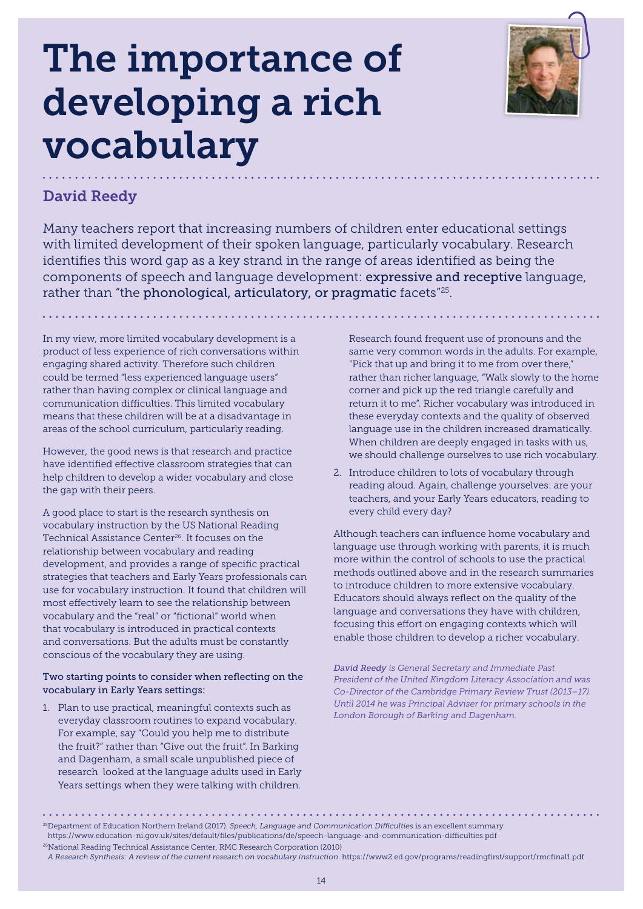# The importance of developing a rich vocabulary

## David Reedy

Many teachers report that increasing numbers of children enter educational settings with limited development of their spoken language, particularly vocabulary. Research identifies this word gap as a key strand in the range of areas identified as being the components of speech and language development: **expressive and receptive** language, rather than "the **phonological, articulatory, or pragmatic** facets"[25].

In my view, more limited vocabulary development is a product of less experience of rich conversations within engaging shared activity. Therefore such children could be termed "less experienced language users" rather than having complex or clinical language and communication difficulties. This limited vocabulary means that these children will be at a disadvantage in areas of the school curriculum, particularly reading.

However, the good news is that research and practice have identified effective classroom strategies that can help children to develop a wider vocabulary and close the gap with their peers.

A good place to start is the research synthesis on vocabulary instruction by the US National Reading Technical Assistance Center[26]. It focuses on the relationship between vocabulary and reading development, and provides a range of specific practical strategies that teachers and Early Years professionals can use for vocabulary instruction. It found that children will most effectively learn to see the relationship between vocabulary and the "real" or "fictional" world when that vocabulary is introduced in practical contexts and conversations. But the adults must be constantly conscious of the vocabulary they are using.

**Two starting points to consider when reflecting on the vocabulary in Early Years settings:**

1. Plan to use practical, meaningful contexts such as everyday classroom routines to expand vocabulary. For example, say "Could you help me to distribute the fruit?" rather than "Give out the fruit". In Barking and Dagenham, a small scale unpublished piece of research looked at the language adults used in Early Years settings when they were talking with children. Research found frequent use of pronouns and the same very common words in the adults. For example, "Pick that up and bring it to me from over there," rather than richer language, "Walk slowly to the home corner and pick up the red triangle carefully and return it to me". Richer vocabulary was introduced in these everyday contexts and the quality of observed language use in the children increased dramatically. When children are deeply engaged in tasks with us, we should challenge ourselves to use rich vocabulary.
2. Introduce children to lots of vocabulary through reading aloud. Again, challenge yourselves: are your teachers, and your Early Years educators, reading to every child every day?

Although teachers can influence home vocabulary and language use through working with parents, it is much more within the control of schools to use the practical methods outlined above and in the research summaries to introduce children to more extensive vocabulary. Educators should always reflect on the quality of the language and conversations they have with children, focusing this effort on engaging contexts which will enable those children to develop a richer vocabulary.

***David Reedy** is General Secretary and Immediate Past President of the United Kingdom Literacy Association and was Co-Director of the Cambridge Primary Review Trust (2013–17). Until 2014 he was Principal Adviser for primary schools in the London Borough of Barking and Dagenham.*

---

[25] Department of Education Northern Ireland (2017). *Speech, Language and Communication Difficulties* is an excellent summary https://www.education-ni.gov.uk/sites/default/files/publications/de/speech-language-and-communication-difficulties.pdf

[26] National Reading Technical Assistance Center, RMC Research Corporation (2010) *A Research Synthesis: A review of the current research on vocabulary instruction.* https://www2.ed.gov/programs/readingfirst/support/rmcfinal1.pdf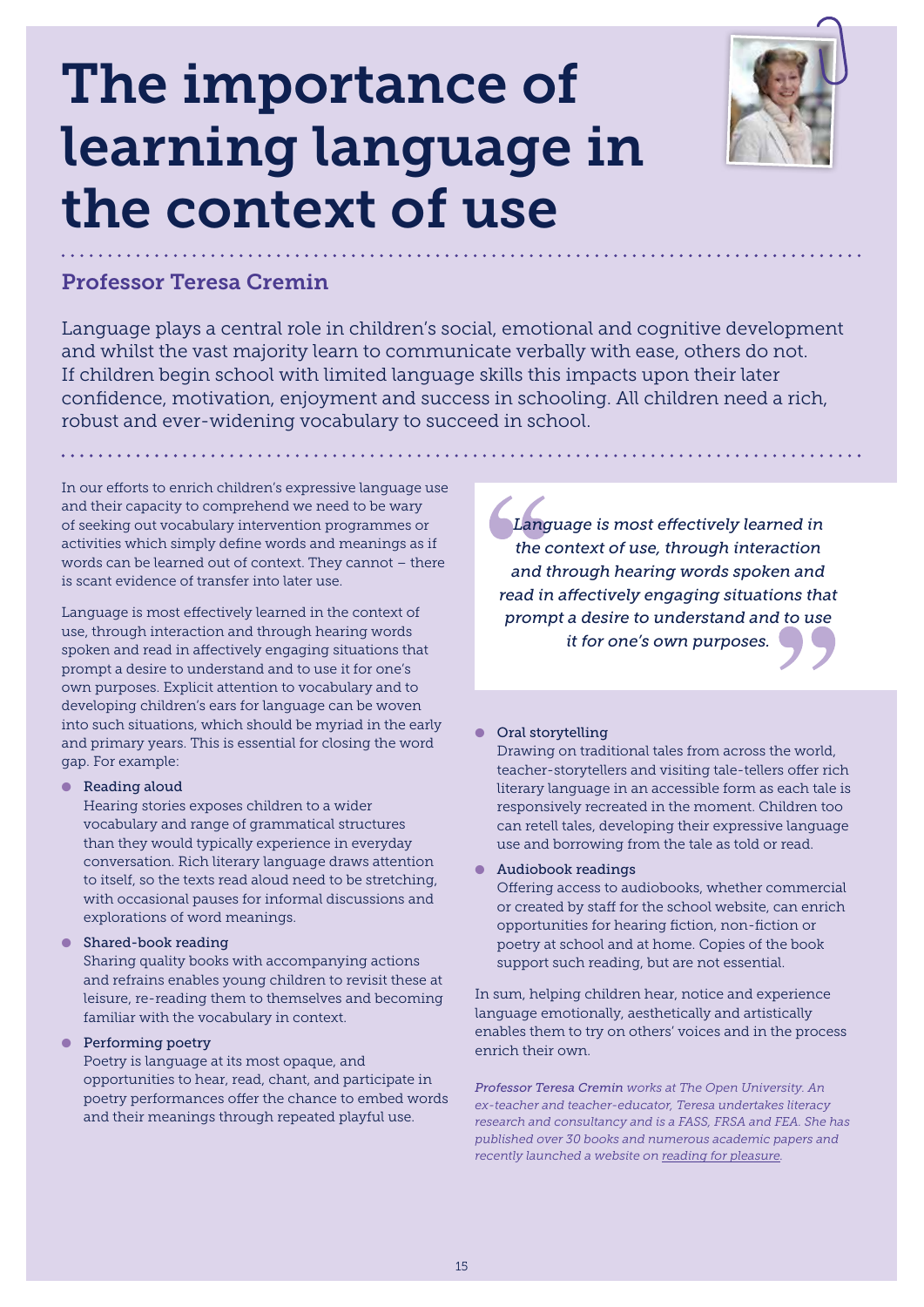# The importance of learning language in the context of use

## Professor Teresa Cremin

Language plays a central role in children's social, emotional and cognitive development and whilst the vast majority learn to communicate verbally with ease, others do not. If children begin school with limited language skills this impacts upon their later confidence, motivation, enjoyment and success in schooling. All children need a rich, robust and ever-widening vocabulary to succeed in school.

In our efforts to enrich children's expressive language use and their capacity to comprehend we need to be wary of seeking out vocabulary intervention programmes or activities which simply define words and meanings as if words can be learned out of context. They cannot – there is scant evidence of transfer into later use.

Language is most effectively learned in the context of use, through interaction and through hearing words spoken and read in affectively engaging situations that prompt a desire to understand and to use it for one's own purposes. Explicit attention to vocabulary and to developing children's ears for language can be woven into such situations, which should be myriad in the early and primary years. This is essential for closing the word gap. For example:

- **Reading aloud**
  Hearing stories exposes children to a wider vocabulary and range of grammatical structures than they would typically experience in everyday conversation. Rich literary language draws attention to itself, so the texts read aloud need to be stretching, with occasional pauses for informal discussions and explorations of word meanings.
- **Shared-book reading**
  Sharing quality books with accompanying actions and refrains enables young children to revisit these at leisure, re-reading them to themselves and becoming familiar with the vocabulary in context.
- **Performing poetry**
  Poetry is language at its most opaque, and opportunities to hear, read, chant, and participate in poetry performances offer the chance to embed words and their meanings through repeated playful use.

> *"Language is most effectively learned in the context of use, through interaction and through hearing words spoken and read in affectively engaging situations that prompt a desire to understand and to use it for one's own purposes."*

- **Oral storytelling**
  Drawing on traditional tales from across the world, teacher-storytellers and visiting tale-tellers offer rich literary language in an accessible form as each tale is responsively recreated in the moment. Children too can retell tales, developing their expressive language use and borrowing from the tale as told or read.
- **Audiobook readings**
  Offering access to audiobooks, whether commercial or created by staff for the school website, can enrich opportunities for hearing fiction, non-fiction or poetry at school and at home. Copies of the book support such reading, but are not essential.

In sum, helping children hear, notice and experience language emotionally, aesthetically and artistically enables them to try on others' voices and in the process enrich their own.

*Professor Teresa Cremin works at The Open University. An ex-teacher and teacher-educator, Teresa undertakes literacy research and consultancy and is a FASS, FRSA and FEA. She has published over 30 books and numerous academic papers and recently launched a website on reading for pleasure.*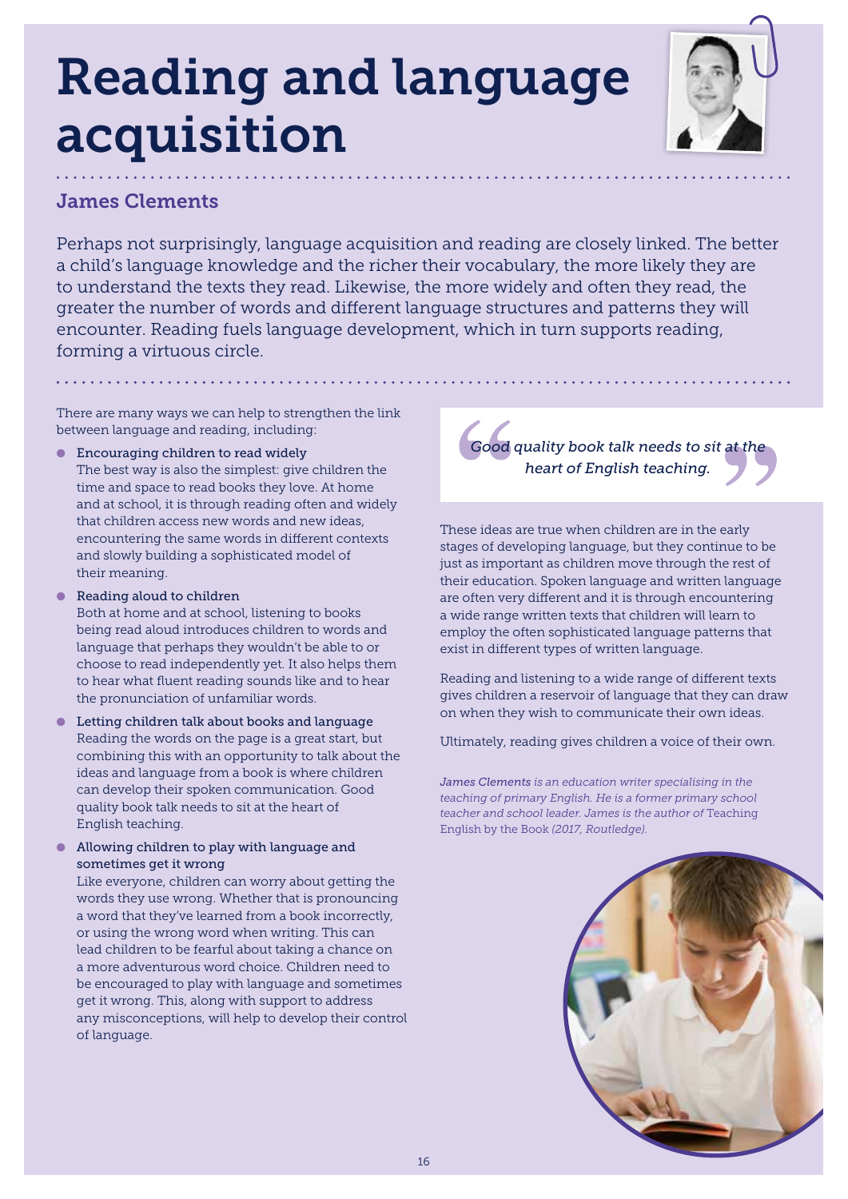# Reading and language acquisition

## James Clements

Perhaps not surprisingly, language acquisition and reading are closely linked. The better a child's language knowledge and the richer their vocabulary, the more likely they are to understand the texts they read. Likewise, the more widely and often they read, the greater the number of words and different language structures and patterns they will encounter. Reading fuels language development, which in turn supports reading, forming a virtuous circle.

There are many ways we can help to strengthen the link between language and reading, including:

- **Encouraging children to read widely**
  The best way is also the simplest: give children the time and space to read books they love. At home and at school, it is through reading often and widely that children access new words and new ideas, encountering the same words in different contexts and slowly building a sophisticated model of their meaning.
- **Reading aloud to children**
  Both at home and at school, listening to books being read aloud introduces children to words and language that perhaps they wouldn't be able to or choose to read independently yet. It also helps them to hear what fluent reading sounds like and to hear the pronunciation of unfamiliar words.
- **Letting children talk about books and language**
  Reading the words on the page is a great start, but combining this with an opportunity to talk about the ideas and language from a book is where children can develop their spoken communication. Good quality book talk needs to sit at the heart of English teaching.
- **Allowing children to play with language and sometimes get it wrong**
  Like everyone, children can worry about getting the words they use wrong. Whether that is pronouncing a word that they've learned from a book incorrectly, or using the wrong word when writing. This can lead children to be fearful about taking a chance on a more adventurous word choice. Children need to be encouraged to play with language and sometimes get it wrong. This, along with support to address any misconceptions, will help to develop their control of language.

> *"Good quality book talk needs to sit at the heart of English teaching."*

These ideas are true when children are in the early stages of developing language, but they continue to be just as important as children move through the rest of their education. Spoken language and written language are often very different and it is through encountering a wide range written texts that children will learn to employ the often sophisticated language patterns that exist in different types of written language.

Reading and listening to a wide range of different texts gives children a reservoir of language that they can draw on when they wish to communicate their own ideas.

Ultimately, reading gives children a voice of their own.

*James Clements is an education writer specialising in the teaching of primary English. He is a former primary school teacher and school leader. James is the author of* Teaching English by the Book *(2017, Routledge).*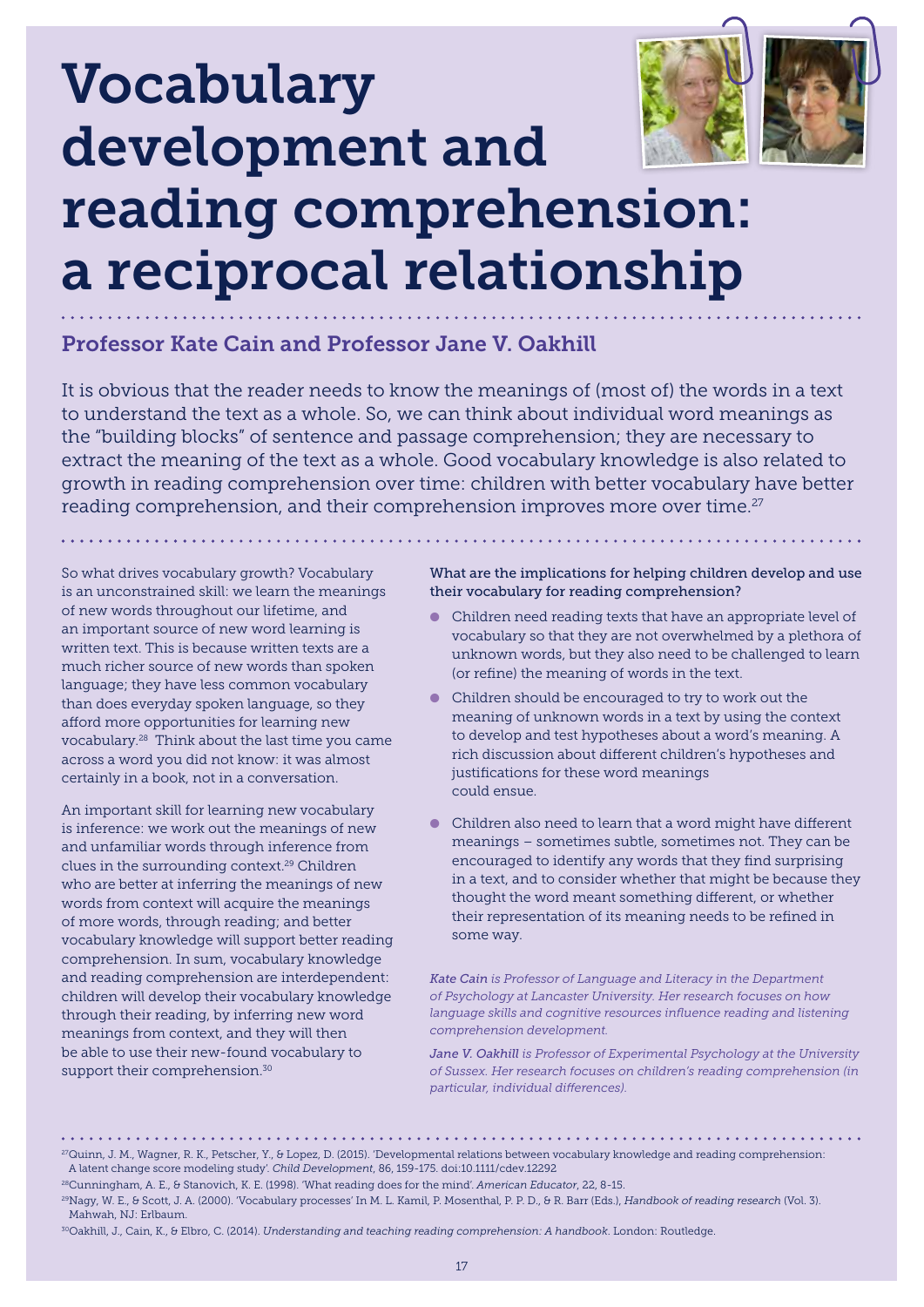# Vocabulary development and reading comprehension: a reciprocal relationship

## Professor Kate Cain and Professor Jane V. Oakhill

It is obvious that the reader needs to know the meanings of (most of) the words in a text to understand the text as a whole. So, we can think about individual word meanings as the "building blocks" of sentence and passage comprehension; they are necessary to extract the meaning of the text as a whole. Good vocabulary knowledge is also related to growth in reading comprehension over time: children with better vocabulary have better reading comprehension, and their comprehension improves more over time.[27]

So what drives vocabulary growth? Vocabulary is an unconstrained skill: we learn the meanings of new words throughout our lifetime, and an important source of new word learning is written text. This is because written texts are a much richer source of new words than spoken language; they have less common vocabulary than does everyday spoken language, so they afford more opportunities for learning new vocabulary.[28] Think about the last time you came across a word you did not know: it was almost certainly in a book, not in a conversation.

An important skill for learning new vocabulary is inference: we work out the meanings of new and unfamiliar words through inference from clues in the surrounding context.[29] Children who are better at inferring the meanings of new words from context will acquire the meanings of more words, through reading; and better vocabulary knowledge will support better reading comprehension. In sum, vocabulary knowledge and reading comprehension are interdependent: children will develop their vocabulary knowledge through their reading, by inferring new word meanings from context, and they will then be able to use their new-found vocabulary to support their comprehension.[30]

**What are the implications for helping children develop and use their vocabulary for reading comprehension?**

- Children need reading texts that have an appropriate level of vocabulary so that they are not overwhelmed by a plethora of unknown words, but they also need to be challenged to learn (or refine) the meaning of words in the text.
- Children should be encouraged to try to work out the meaning of unknown words in a text by using the context to develop and test hypotheses about a word's meaning. A rich discussion about different children's hypotheses and justifications for these word meanings could ensue.
- Children also need to learn that a word might have different meanings – sometimes subtle, sometimes not. They can be encouraged to identify any words that they find surprising in a text, and to consider whether that might be because they thought the word meant something different, or whether their representation of its meaning needs to be refined in some way.

*Kate Cain is Professor of Language and Literacy in the Department of Psychology at Lancaster University. Her research focuses on how language skills and cognitive resources influence reading and listening comprehension development.*

*Jane V. Oakhill is Professor of Experimental Psychology at the University of Sussex. Her research focuses on children's reading comprehension (in particular, individual differences).*

---

[27] Quinn, J. M., Wagner, R. K., Petscher, Y., & Lopez, D. (2015). 'Developmental relations between vocabulary knowledge and reading comprehension: A latent change score modeling study'. *Child Development*, 86, 159-175. doi:10.1111/cdev.12292

[28] Cunningham, A. E., & Stanovich, K. E. (1998). 'What reading does for the mind'. *American Educator*, 22, 8-15.

[29] Nagy, W. E., & Scott, J. A. (2000). 'Vocabulary processes' In M. L. Kamil, P. Mosenthal, P. P. D., & R. Barr (Eds.), *Handbook of reading research* (Vol. 3). Mahwah, NJ: Erlbaum.

[30] Oakhill, J., Cain, K., & Elbro, C. (2014). *Understanding and teaching reading comprehension: A handbook*. London: Routledge.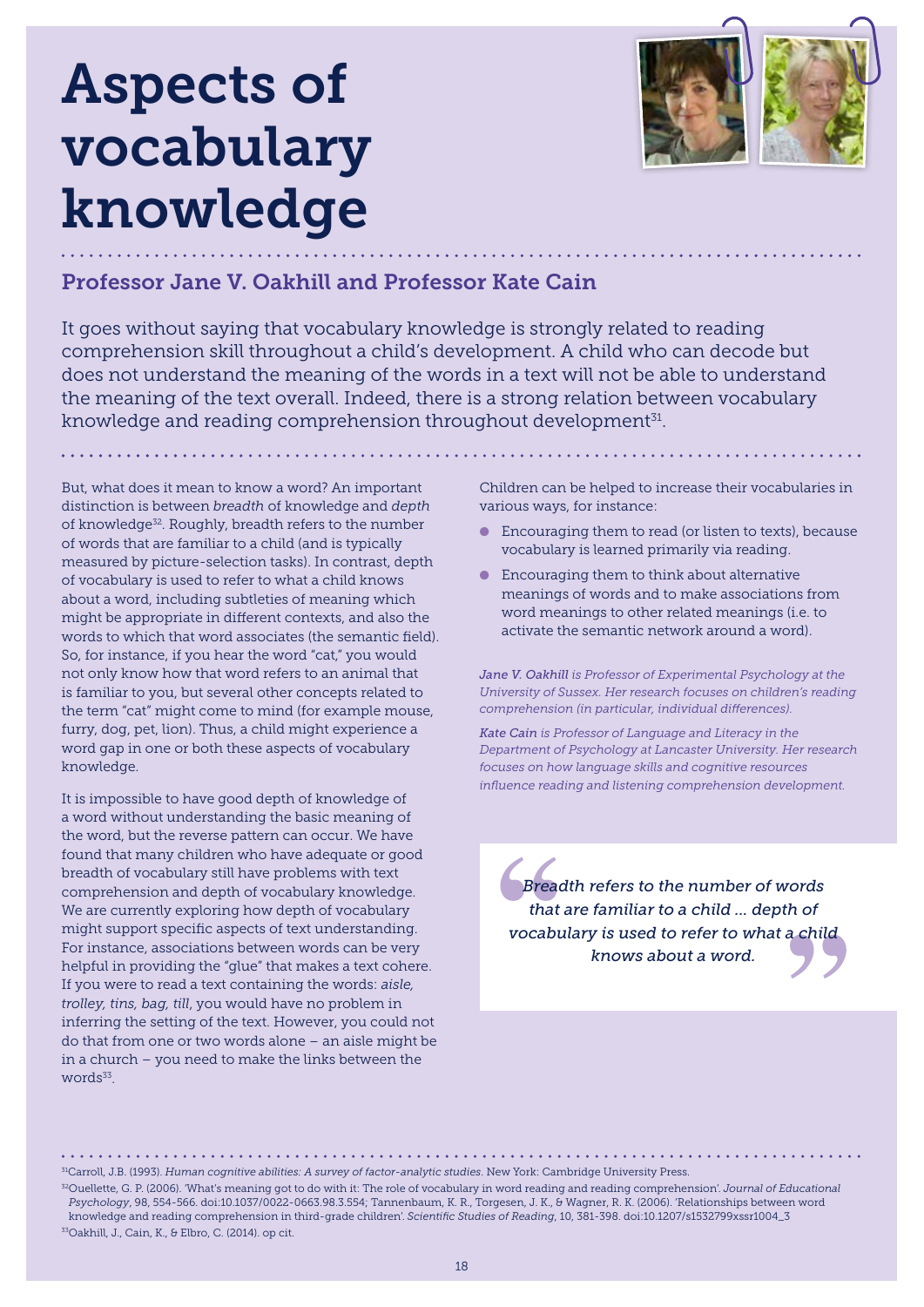# Aspects of vocabulary knowledge

## Professor Jane V. Oakhill and Professor Kate Cain

It goes without saying that vocabulary knowledge is strongly related to reading comprehension skill throughout a child's development. A child who can decode but does not understand the meaning of the words in a text will not be able to understand the meaning of the text overall. Indeed, there is a strong relation between vocabulary knowledge and reading comprehension throughout development[31].

But, what does it mean to know a word? An important distinction is between *breadth* of knowledge and *depth* of knowledge[32]. Roughly, breadth refers to the number of words that are familiar to a child (and is typically measured by picture-selection tasks). In contrast, depth of vocabulary is used to refer to what a child knows about a word, including subtleties of meaning which might be appropriate in different contexts, and also the words to which that word associates (the semantic field). So, for instance, if you hear the word "cat," you would not only know how that word refers to an animal that is familiar to you, but several other concepts related to the term "cat" might come to mind (for example mouse, furry, dog, pet, lion). Thus, a child might experience a word gap in one or both these aspects of vocabulary knowledge.

It is impossible to have good depth of knowledge of a word without understanding the basic meaning of the word, but the reverse pattern can occur. We have found that many children who have adequate or good breadth of vocabulary still have problems with text comprehension and depth of vocabulary knowledge. We are currently exploring how depth of vocabulary might support specific aspects of text understanding. For instance, associations between words can be very helpful in providing the "glue" that makes a text cohere. If you were to read a text containing the words: *aisle, trolley, tins, bag, till*, you would have no problem in inferring the setting of the text. However, you could not do that from one or two words alone – an aisle might be in a church – you need to make the links between the words[33].

Children can be helped to increase their vocabularies in various ways, for instance:

- Encouraging them to read (or listen to texts), because vocabulary is learned primarily via reading.
- Encouraging them to think about alternative meanings of words and to make associations from word meanings to other related meanings (i.e. to activate the semantic network around a word).

*Jane V. Oakhill is Professor of Experimental Psychology at the University of Sussex. Her research focuses on children's reading comprehension (in particular, individual differences).*

*Kate Cain is Professor of Language and Literacy in the Department of Psychology at Lancaster University. Her research focuses on how language skills and cognitive resources influence reading and listening comprehension development.*

> *"Breadth refers to the number of words that are familiar to a child ... depth of vocabulary is used to refer to what a child knows about a word."*

---

[31] Carroll, J.B. (1993). *Human cognitive abilities: A survey of factor-analytic studies*. New York: Cambridge University Press.

[32] Ouellette, G. P. (2006). 'What's meaning got to do with it: The role of vocabulary in word reading and reading comprehension'. *Journal of Educational Psychology*, 98, 554-566. doi:10.1037/0022-0663.98.3.554; Tannenbaum, K. R., Torgesen, J. K., & Wagner, R. K. (2006). 'Relationships between word knowledge and reading comprehension in third-grade children'. *Scientific Studies of Reading*, 10, 381-398. doi:10.1207/s1532799xssr1004_3

[33] Oakhill, J., Cain, K., & Elbro, C. (2014). op cit.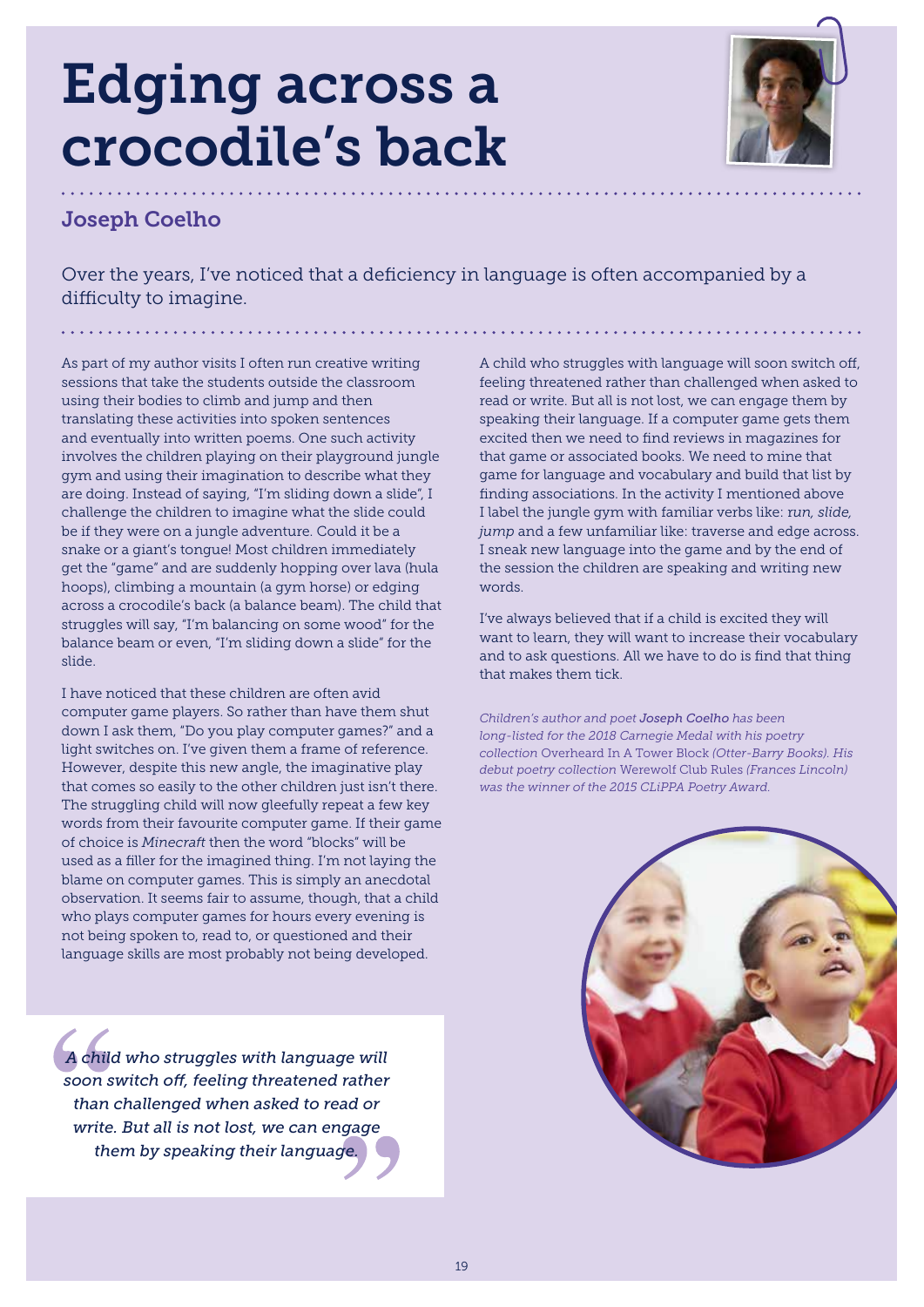# Edging across a crocodile's back

## Joseph Coelho

Over the years, I've noticed that a deficiency in language is often accompanied by a difficulty to imagine.

As part of my author visits I often run creative writing sessions that take the students outside the classroom using their bodies to climb and jump and then translating these activities into spoken sentences and eventually into written poems. One such activity involves the children playing on their playground jungle gym and using their imagination to describe what they are doing. Instead of saying, "I'm sliding down a slide", I challenge the children to imagine what the slide could be if they were on a jungle adventure. Could it be a snake or a giant's tongue! Most children immediately get the "game" and are suddenly hopping over lava (hula hoops), climbing a mountain (a gym horse) or edging across a crocodile's back (a balance beam). The child that struggles will say, "I'm balancing on some wood" for the balance beam or even, "I'm sliding down a slide" for the slide.

I have noticed that these children are often avid computer game players. So rather than have them shut down I ask them, "Do you play computer games?" and a light switches on. I've given them a frame of reference. However, despite this new angle, the imaginative play that comes so easily to the other children just isn't there. The struggling child will now gleefully repeat a few key words from their favourite computer game. If their game of choice is *Minecraft* then the word "blocks" will be used as a filler for the imagined thing. I'm not laying the blame on computer games. This is simply an anecdotal observation. It seems fair to assume, though, that a child who plays computer games for hours every evening is not being spoken to, read to, or questioned and their language skills are most probably not being developed.

> *A child who struggles with language will soon switch off, feeling threatened rather than challenged when asked to read or write. But all is not lost, we can engage them by speaking their language.*

A child who struggles with language will soon switch off, feeling threatened rather than challenged when asked to read or write. But all is not lost, we can engage them by speaking their language. If a computer game gets them excited then we need to find reviews in magazines for that game or associated books. We need to mine that game for language and vocabulary and build that list by finding associations. In the activity I mentioned above I label the jungle gym with familiar verbs like: *run, slide, jump* and a few unfamiliar like: traverse and edge across. I sneak new language into the game and by the end of the session the children are speaking and writing new words.

I've always believed that if a child is excited they will want to learn, they will want to increase their vocabulary and to ask questions. All we have to do is find that thing that makes them tick.

*Children's author and poet* ***Joseph Coelho*** *has been long-listed for the 2018 Carnegie Medal with his poetry collection* Overheard In A Tower Block *(Otter-Barry Books). His debut poetry collection* Werewolf Club Rules *(Frances Lincoln) was the winner of the 2015 CLiPPA Poetry Award.*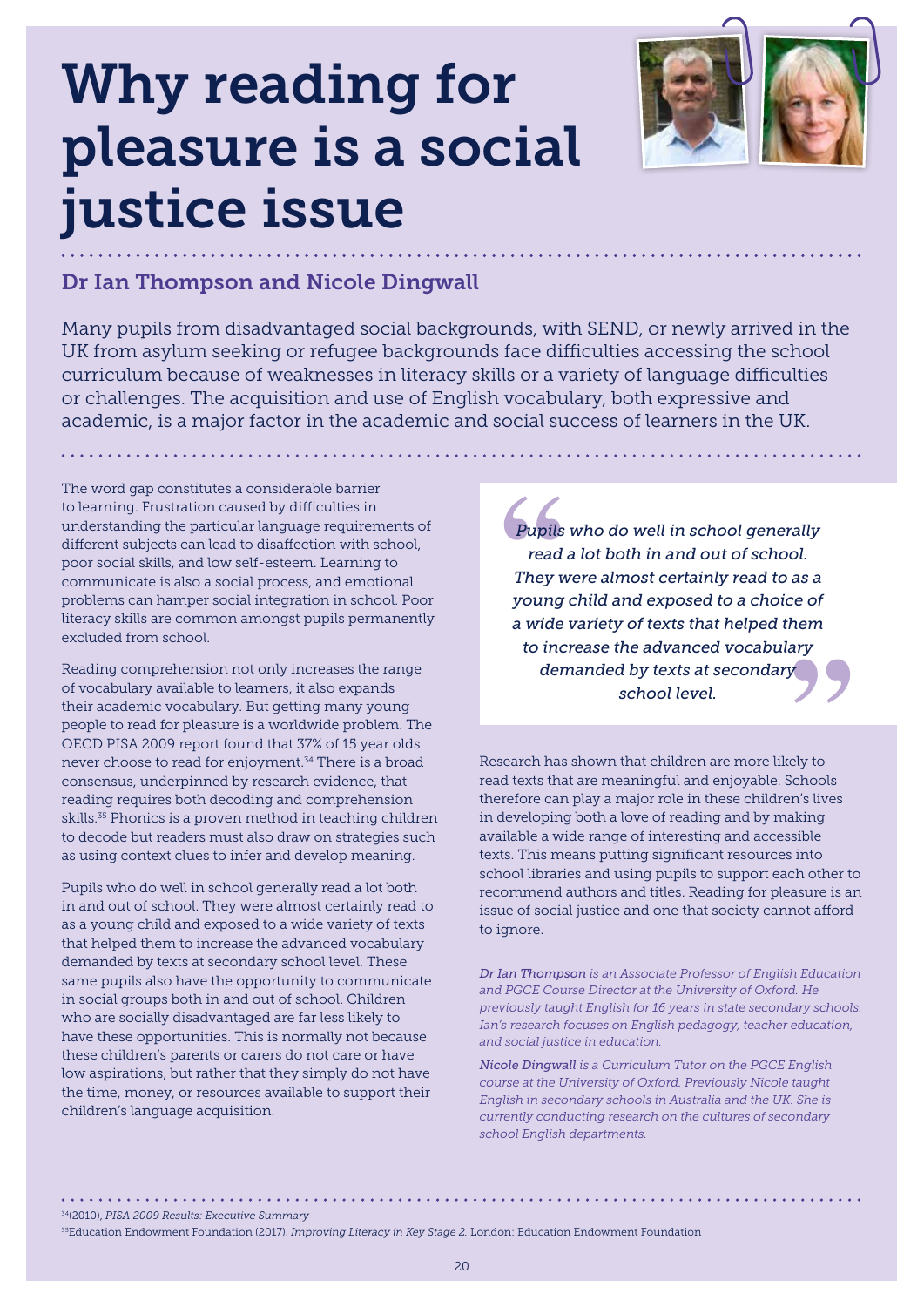# Why reading for pleasure is a social justice issue

## Dr Ian Thompson and Nicole Dingwall

Many pupils from disadvantaged social backgrounds, with SEND, or newly arrived in the UK from asylum seeking or refugee backgrounds face difficulties accessing the school curriculum because of weaknesses in literacy skills or a variety of language difficulties or challenges. The acquisition and use of English vocabulary, both expressive and academic, is a major factor in the academic and social success of learners in the UK.

The word gap constitutes a considerable barrier to learning. Frustration caused by difficulties in understanding the particular language requirements of different subjects can lead to disaffection with school, poor social skills, and low self-esteem. Learning to communicate is also a social process, and emotional problems can hamper social integration in school. Poor literacy skills are common amongst pupils permanently excluded from school.

Reading comprehension not only increases the range of vocabulary available to learners, it also expands their academic vocabulary. But getting many young people to read for pleasure is a worldwide problem. The OECD PISA 2009 report found that 37% of 15 year olds never choose to read for enjoyment.[34] There is a broad consensus, underpinned by research evidence, that reading requires both decoding and comprehension skills.[35] Phonics is a proven method in teaching children to decode but readers must also draw on strategies such as using context clues to infer and develop meaning.

Pupils who do well in school generally read a lot both in and out of school. They were almost certainly read to as a young child and exposed to a wide variety of texts that helped them to increase the advanced vocabulary demanded by texts at secondary school level. These same pupils also have the opportunity to communicate in social groups both in and out of school. Children who are socially disadvantaged are far less likely to have these opportunities. This is normally not because these children's parents or carers do not care or have low aspirations, but rather that they simply do not have the time, money, or resources available to support their children's language acquisition.

> *Pupils who do well in school generally read a lot both in and out of school. They were almost certainly read to as a young child and exposed to a choice of a wide variety of texts that helped them to increase the advanced vocabulary demanded by texts at secondary school level.*

Research has shown that children are more likely to read texts that are meaningful and enjoyable. Schools therefore can play a major role in these children's lives in developing both a love of reading and by making available a wide range of interesting and accessible texts. This means putting significant resources into school libraries and using pupils to support each other to recommend authors and titles. Reading for pleasure is an issue of social justice and one that society cannot afford to ignore.

*Dr Ian Thompson is an Associate Professor of English Education and PGCE Course Director at the University of Oxford. He previously taught English for 16 years in state secondary schools. Ian's research focuses on English pedagogy, teacher education, and social justice in education.*

*Nicole Dingwall is a Curriculum Tutor on the PGCE English course at the University of Oxford. Previously Nicole taught English in secondary schools in Australia and the UK. She is currently conducting research on the cultures of secondary school English departments.*

---

[34] (2010), *PISA 2009 Results: Executive Summary*

[35] Education Endowment Foundation (2017). *Improving Literacy in Key Stage 2.* London: Education Endowment Foundation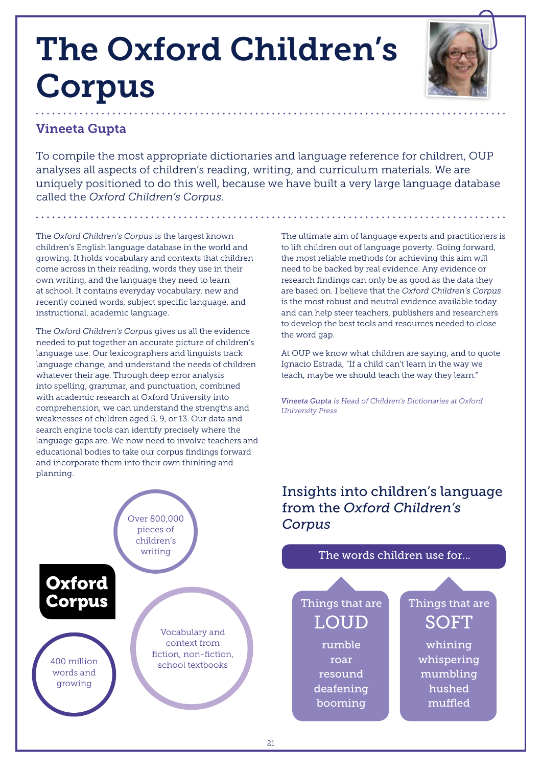# The Oxford Children's Corpus

## Vineeta Gupta

To compile the most appropriate dictionaries and language reference for children, OUP analyses all aspects of children's reading, writing, and curriculum materials. We are uniquely positioned to do this well, because we have built a very large language database called the *Oxford Children's Corpus*.

The *Oxford Children's Corpus* is the largest known children's English language database in the world and growing. It holds vocabulary and contexts that children come across in their reading, words they use in their own writing, and the language they need to learn at school. It contains everyday vocabulary, new and recently coined words, subject specific language, and instructional, academic language.

The *Oxford Children's Corpus* gives us all the evidence needed to put together an accurate picture of children's language use. Our lexicographers and linguists track language change, and understand the needs of children whatever their age. Through deep error analysis into spelling, grammar, and punctuation, combined with academic research at Oxford University into comprehension, we can understand the strengths and weaknesses of children aged 5, 9, or 13. Our data and search engine tools can identify precisely where the language gaps are. We now need to involve teachers and educational bodies to take our corpus findings forward and incorporate them into their own thinking and planning.

The ultimate aim of language experts and practitioners is to lift children out of language poverty. Going forward, the most reliable methods for achieving this aim will need to be backed by real evidence. Any evidence or research findings can only be as good as the data they are based on. I believe that the *Oxford Children's Corpus* is the most robust and neutral evidence available today and can help steer teachers, publishers and researchers to develop the best tools and resources needed to close the word gap.

At OUP we know what children are saying, and to quote Ignacio Estrada, "If a child can't learn in the way we teach, maybe we should teach the way they learn."

*Vineeta Gupta is Head of Children's Dictionaries at Oxford University Press*

**Oxford Corpus**

- Over 800,000 pieces of children's writing
- Vocabulary and context from fiction, non-fiction, school textbooks
- 400 million words and growing

### Insights into children's language from the *Oxford Children's Corpus*

**The words children use for...**

| Things that are LOUD | Things that are SOFT |
| --- | --- |
| rumble | whining |
| roar | whispering |
| resound | mumbling |
| deafening | hushed |
| booming | muffled |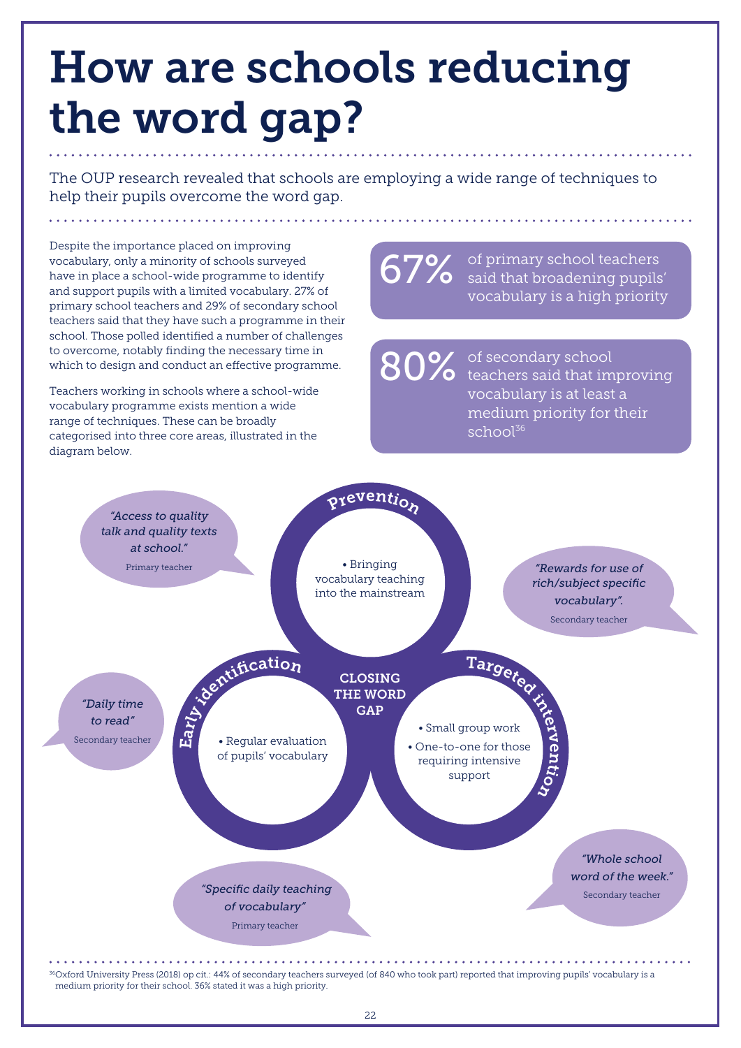# How are schools reducing the word gap?

The OUP research revealed that schools are employing a wide range of techniques to help their pupils overcome the word gap.

Despite the importance placed on improving vocabulary, only a minority of schools surveyed have in place a school-wide programme to identify and support pupils with a limited vocabulary. 27% of primary school teachers and 29% of secondary school teachers said that they have such a programme in their school. Those polled identified a number of challenges to overcome, notably finding the necessary time in which to design and conduct an effective programme.

Teachers working in schools where a school-wide vocabulary programme exists mention a wide range of techniques. These can be broadly categorised into three core areas, illustrated in the diagram below.

**67%** of primary school teachers said that broadening pupils' vocabulary is a high priority

**80%** of secondary school teachers said that improving vocabulary is at least a medium priority for their school[36]

**CLOSING THE WORD GAP**

**Prevention**
- Bringing vocabulary teaching into the mainstream

**Early identification**
- Regular evaluation of pupils' vocabulary

**Targeted intervention**
- Small group work
- One-to-one for those requiring intensive support

*"Access to quality talk and quality texts at school."* Primary teacher

*"Rewards for use of rich/subject specific vocabulary".* Secondary teacher

*"Daily time to read"* Secondary teacher

*"Specific daily teaching of vocabulary"* Primary teacher

*"Whole school word of the week."* Secondary teacher

[36] Oxford University Press (2018) op cit.: 44% of secondary teachers surveyed (of 840 who took part) reported that improving pupils' vocabulary is a medium priority for their school. 36% stated it was a high priority.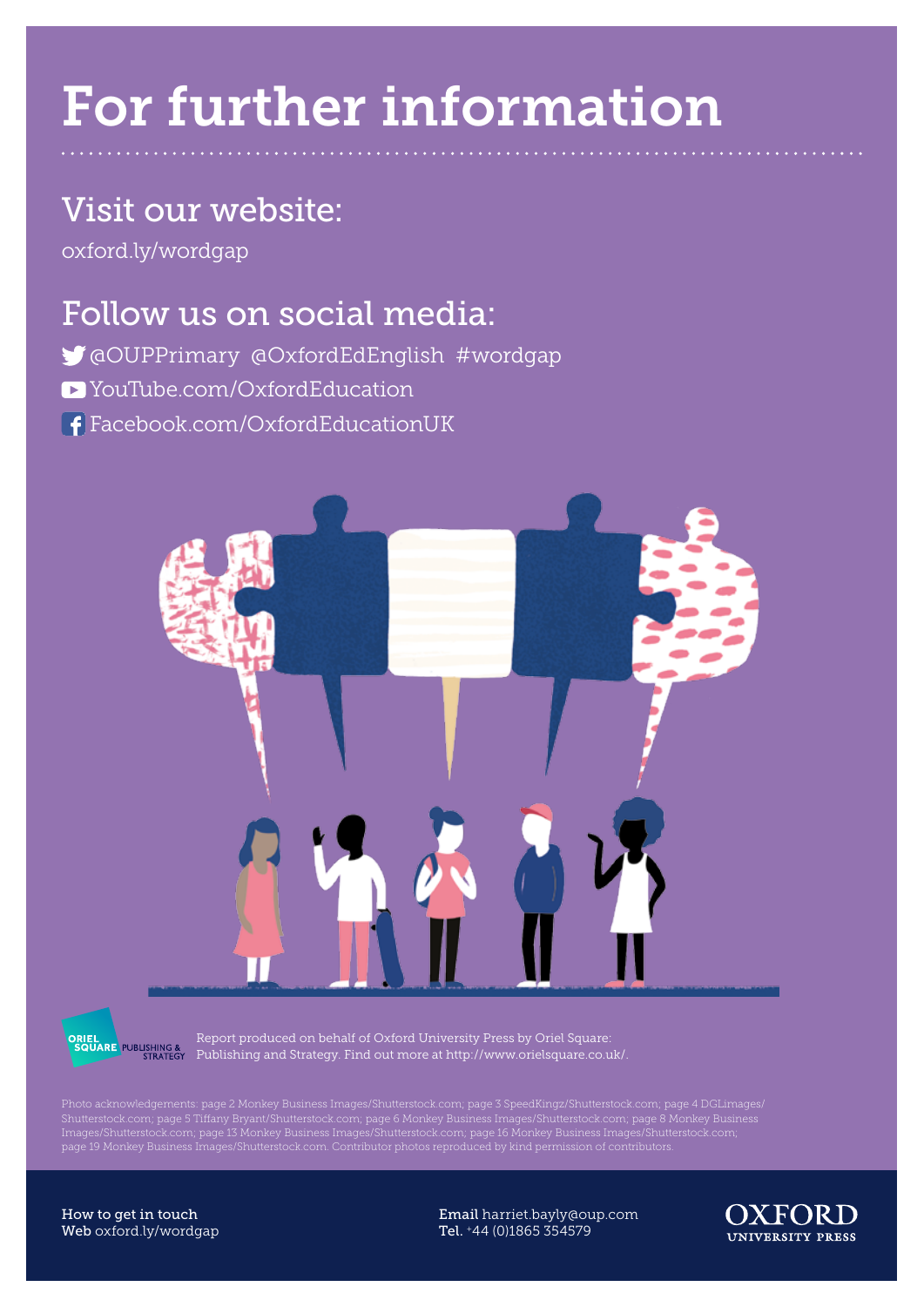# For further information

## Visit our website:

oxford.ly/wordgap

## Follow us on social media:

@OUPPrimary @OxfordEdEnglish #wordgap

YouTube.com/OxfordEducation

Facebook.com/OxfordEducationUK

ORIEL SQUARE PUBLISHING & STRATEGY

Report produced on behalf of Oxford University Press by Oriel Square: Publishing and Strategy. Find out more at http://www.orielsquare.co.uk/.

Photo acknowledgements: page 2 Monkey Business Images/Shutterstock.com; page 3 SpeedKingz/Shutterstock.com; page 4 DGLimages/Shutterstock.com; page 5 Tiffany Bryant/Shutterstock.com; page 6 Monkey Business Images/Shutterstock.com; page 8 Monkey Business Images/Shutterstock.com; page 13 Monkey Business Images/Shutterstock.com; page 16 Monkey Business Images/Shutterstock.com; page 19 Monkey Business Images/Shutterstock.com. Contributor photos reproduced by kind permission of contributors.

**How to get in touch**
**Web** oxford.ly/wordgap

**Email** harriet.bayly@oup.com
**Tel.** +44 (0)1865 354579

OXFORD UNIVERSITY PRESS